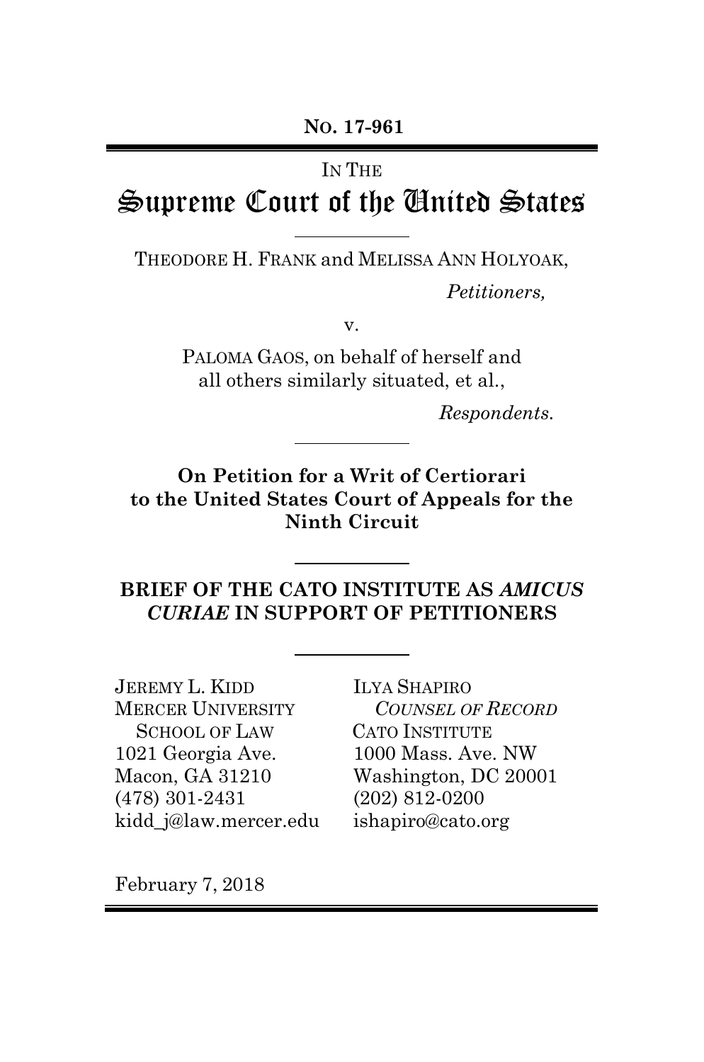**NO. 17-961**

IN THE

# Supreme Court of the United States

THEODORE H. FRANK and MELISSA ANN HOLYOAK,

*Petitioners,*

v.

PALOMA GAOS, on behalf of herself and all others similarly situated, et al.,

*Respondents.*

**On Petition for a Writ of Certiorari to the United States Court of Appeals for the Ninth Circuit**

**BRIEF OF THE CATO INSTITUTE AS *AMICUS CURIAE* IN SUPPORT OF PETITIONERS**

JEREMY L. KIDD
MERCER UNIVERSITY
SCHOOL OF LAW
1021 Georgia Ave.
Macon, GA 31210
(478) 301-2431
kidd_j@law.mercer.edu

ILYA SHAPIRO
*COUNSEL OF RECORD*
CATO INSTITUTE
1000 Mass. Ave. NW
Washington, DC 20001
(202) 812-0200
ishapiro@cato.org

February 7, 2018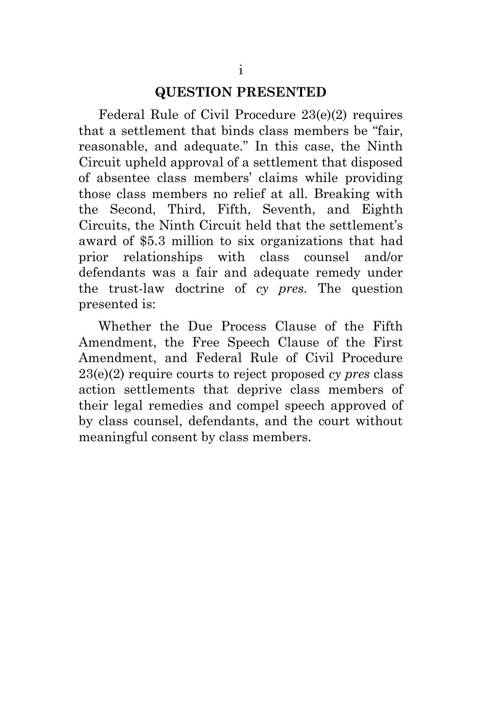## QUESTION PRESENTED

Federal Rule of Civil Procedure 23(e)(2) requires that a settlement that binds class members be "fair, reasonable, and adequate." In this case, the Ninth Circuit upheld approval of a settlement that disposed of absentee class members' claims while providing those class members no relief at all. Breaking with the Second, Third, Fifth, Seventh, and Eighth Circuits, the Ninth Circuit held that the settlement's award of $5.3 million to six organizations that had prior relationships with class counsel and/or defendants was a fair and adequate remedy under the trust-law doctrine of *cy pres*. The question presented is:

Whether the Due Process Clause of the Fifth Amendment, the Free Speech Clause of the First Amendment, and Federal Rule of Civil Procedure 23(e)(2) require courts to reject proposed *cy pres* class action settlements that deprive class members of their legal remedies and compel speech approved of by class counsel, defendants, and the court without meaningful consent by class members.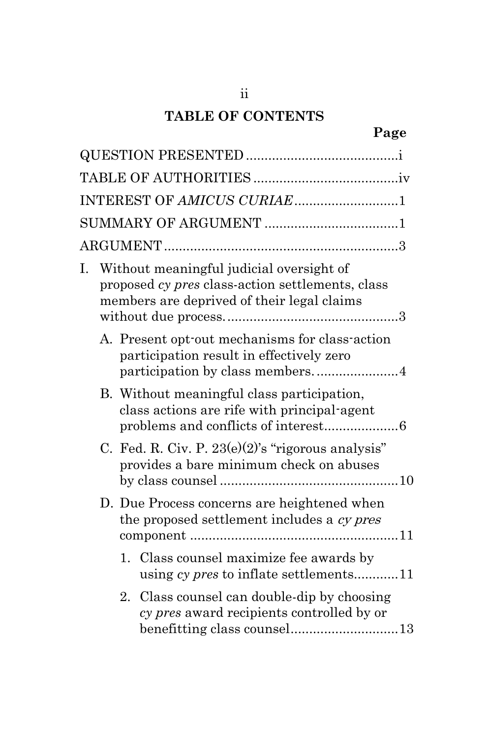## TABLE OF CONTENTS

**Page**

QUESTION PRESENTED ........................................ i

TABLE OF AUTHORITIES ...................................... iv

INTEREST OF *AMICUS CURIAE* ............................ 1

SUMMARY OF ARGUMENT .................................... 1

ARGUMENT ............................................................... 3

I. Without meaningful judicial oversight of proposed *cy pres* class-action settlements, class members are deprived of their legal claims without due process. ............................................... 3

   A. Present opt-out mechanisms for class-action participation result in effectively zero participation by class members. ...................... 4

   B. Without meaningful class participation, class actions are rife with principal-agent problems and conflicts of interest.................... 6

   C. Fed. R. Civ. P. 23(e)(2)'s "rigorous analysis" provides a bare minimum check on abuses by class counsel ................................................ 10

   D. Due Process concerns are heightened when the proposed settlement includes a *cy pres* component ........................................................ 11

      1. Class counsel maximize fee awards by using *cy pres* to inflate settlements............ 11

      2. Class counsel can double-dip by choosing *cy pres* award recipients controlled by or benefitting class counsel............................. 13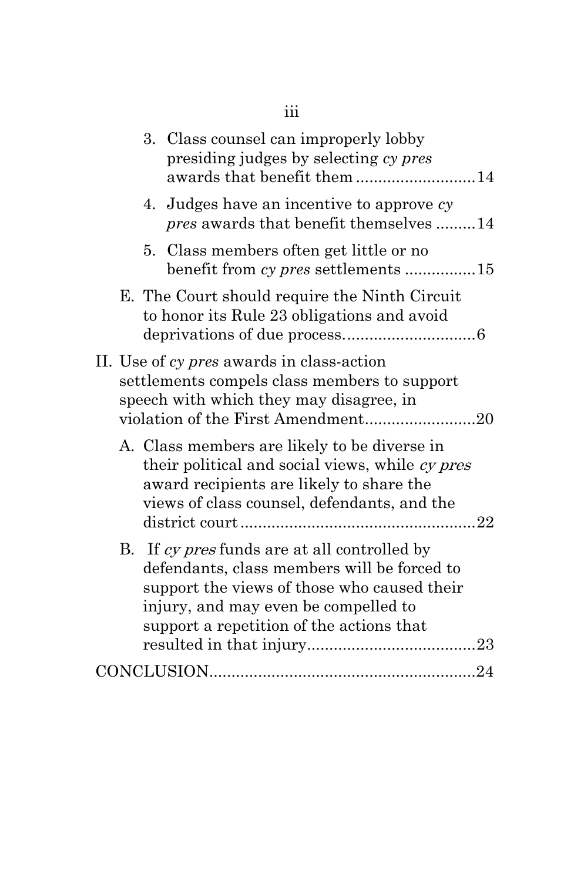3. Class counsel can improperly lobby presiding judges by selecting *cy pres* awards that benefit them ..........................14

4. Judges have an incentive to approve *cy pres* awards that benefit themselves .........14

5. Class members often get little or no benefit from *cy pres* settlements ................15

E. The Court should require the Ninth Circuit to honor its Rule 23 obligations and avoid deprivations of due process..............................6

II. Use of *cy pres* awards in class-action settlements compels class members to support speech with which they may disagree, in violation of the First Amendment.........................20

A. Class members are likely to be diverse in their political and social views, while *cy pres* award recipients are likely to share the views of class counsel, defendants, and the district court......................................................22

B. If *cy pres* funds are at all controlled by defendants, class members will be forced to support the views of those who caused their injury, and may even be compelled to support a repetition of the actions that resulted in that injury......................................23

CONCLUSION............................................................24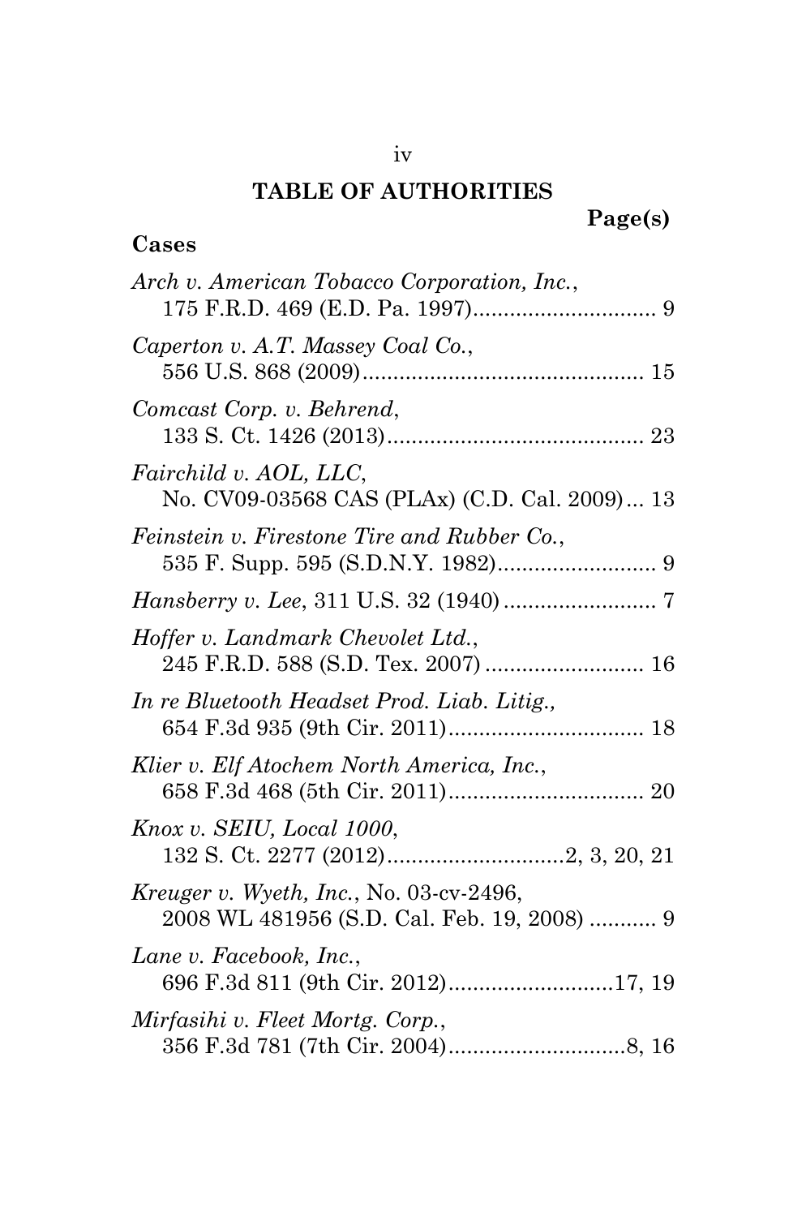# TABLE OF AUTHORITIES

**Page(s)**

**Cases**

*Arch v. American Tobacco Corporation, Inc.*, 175 F.R.D. 469 (E.D. Pa. 1997).............................. 9

*Caperton v. A.T. Massey Coal Co.*, 556 U.S. 868 (2009).............................................. 15

*Comcast Corp. v. Behrend*, 133 S. Ct. 1426 (2013).......................................... 23

*Fairchild v. AOL, LLC*, No. CV09-03568 CAS (PLAx) (C.D. Cal. 2009)... 13

*Feinstein v. Firestone Tire and Rubber Co.*, 535 F. Supp. 595 (S.D.N.Y. 1982).......................... 9

*Hansberry v. Lee*, 311 U.S. 32 (1940) ......................... 7

*Hoffer v. Landmark Chevolet Ltd.*, 245 F.R.D. 588 (S.D. Tex. 2007) .......................... 16

*In re Bluetooth Headset Prod. Liab. Litig.,* 654 F.3d 935 (9th Cir. 2011)................................ 18

*Klier v. Elf Atochem North America, Inc.*, 658 F.3d 468 (5th Cir. 2011)................................ 20

*Knox v. SEIU, Local 1000*, 132 S. Ct. 2277 (2012).............................2, 3, 20, 21

*Kreuger v. Wyeth, Inc.*, No. 03-cv-2496, 2008 WL 481956 (S.D. Cal. Feb. 19, 2008) ........... 9

*Lane v. Facebook, Inc.*, 696 F.3d 811 (9th Cir. 2012)...........................17, 19

*Mirfasihi v. Fleet Mortg. Corp.*, 356 F.3d 781 (7th Cir. 2004).............................8, 16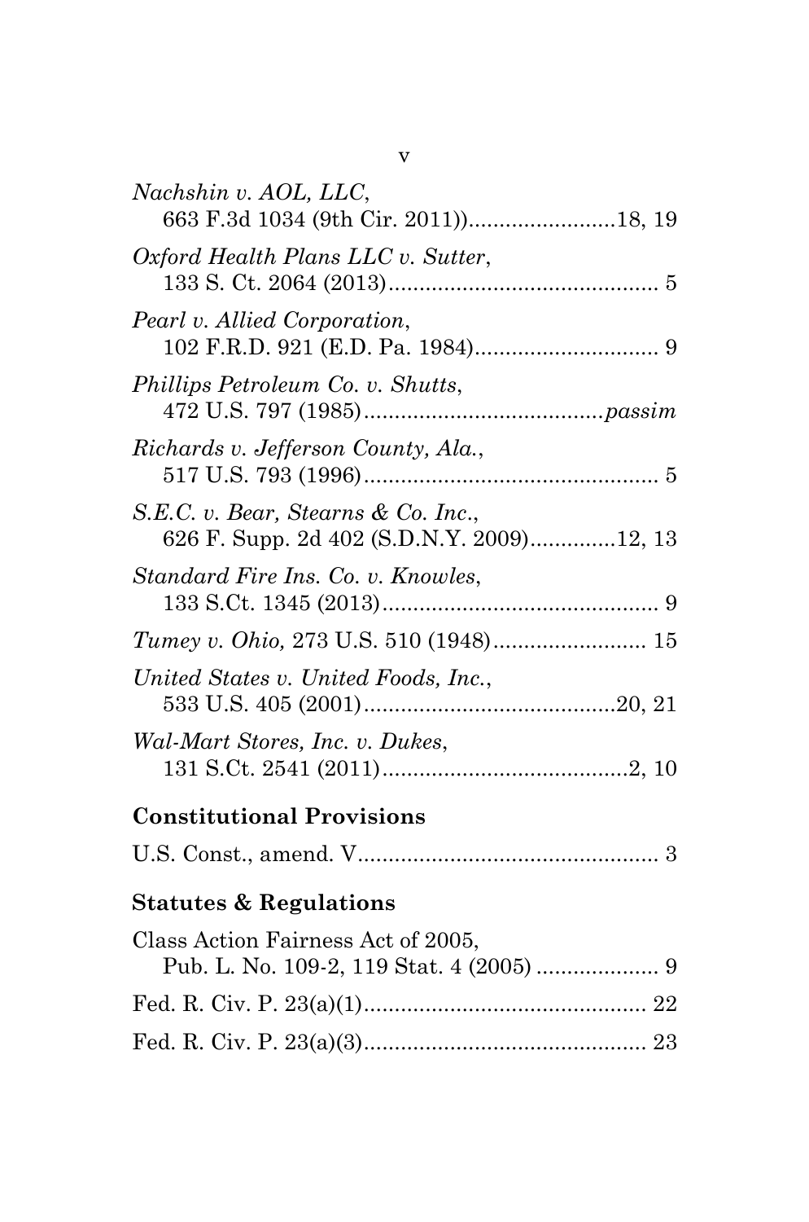*Nachshin v. AOL, LLC*,
663 F.3d 1034 (9th Cir. 2011))........................18, 19

*Oxford Health Plans LLC v. Sutter*,
133 S. Ct. 2064 (2013)............................................ 5

*Pearl v. Allied Corporation*,
102 F.R.D. 921 (E.D. Pa. 1984).............................. 9

*Phillips Petroleum Co. v. Shutts*,
472 U.S. 797 (1985).......................................*passim*

*Richards v. Jefferson County, Ala.*,
517 U.S. 793 (1996)................................................ 5

*S.E.C. v. Bear, Stearns & Co. Inc.*,
626 F. Supp. 2d 402 (S.D.N.Y. 2009).............12, 13

*Standard Fire Ins. Co. v. Knowles*,
133 S.Ct. 1345 (2013)............................................. 9

*Tumey v. Ohio,* 273 U.S. 510 (1948)......................... 15

*United States v. United Foods, Inc.*,
533 U.S. 405 (2001).........................................20, 21

*Wal-Mart Stores, Inc. v. Dukes*,
131 S.Ct. 2541 (2011)........................................2, 10

## Constitutional Provisions

U.S. Const., amend. V................................................. 3

## Statutes & Regulations

Class Action Fairness Act of 2005,
Pub. L. No. 109-2, 119 Stat. 4 (2005) .................... 9

Fed. R. Civ. P. 23(a)(1).............................................. 22

Fed. R. Civ. P. 23(a)(3).............................................. 23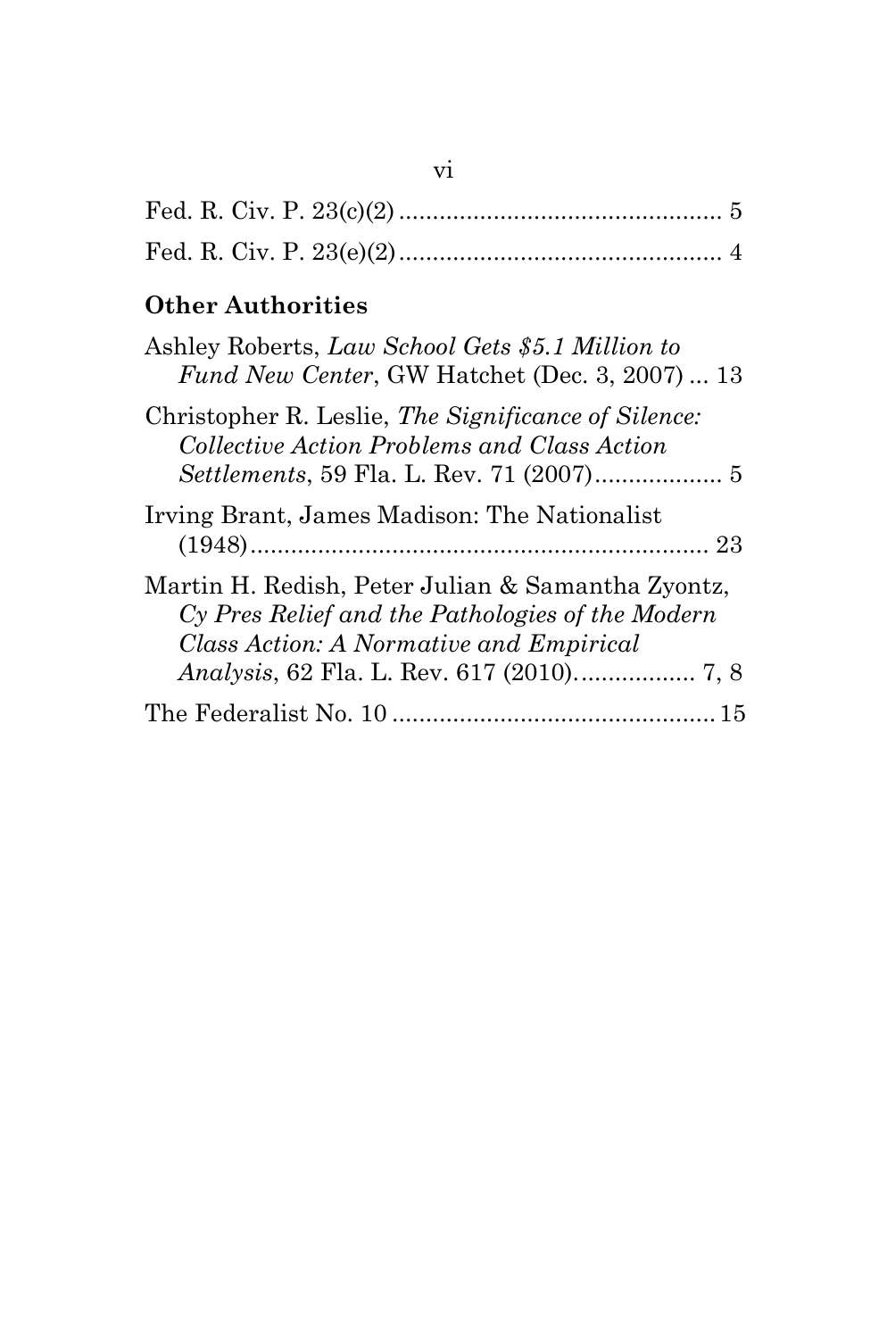Fed. R. Civ. P. 23(c)(2) ................................................ 5

Fed. R. Civ. P. 23(e)(2) ................................................ 4

**Other Authorities**

Ashley Roberts, *Law School Gets $5.1 Million to Fund New Center*, GW Hatchet (Dec. 3, 2007) ... 13

Christopher R. Leslie, *The Significance of Silence: Collective Action Problems and Class Action Settlements*, 59 Fla. L. Rev. 71 (2007) ................... 5

Irving Brant, James Madison: The Nationalist (1948) ..................................................................... 23

Martin H. Redish, Peter Julian & Samantha Zyontz, *Cy Pres Relief and the Pathologies of the Modern Class Action: A Normative and Empirical Analysis*, 62 Fla. L. Rev. 617 (2010). ................ 7, 8

The Federalist No. 10 ................................................ 15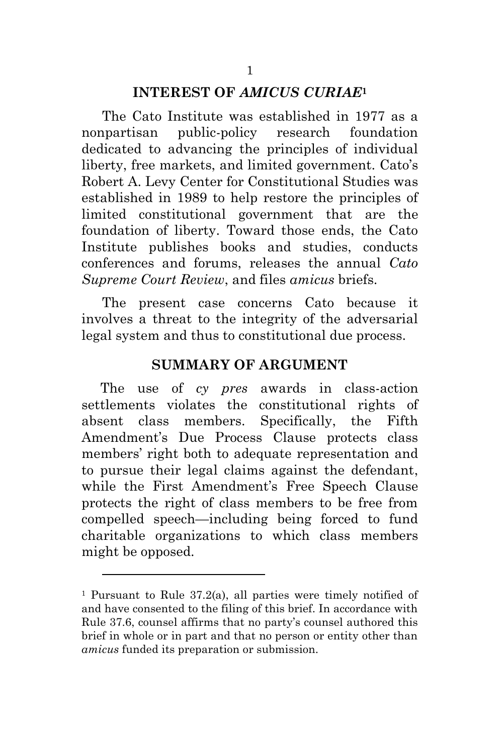## INTEREST OF *AMICUS CURIAE*[1]

The Cato Institute was established in 1977 as a nonpartisan public-policy research foundation dedicated to advancing the principles of individual liberty, free markets, and limited government. Cato's Robert A. Levy Center for Constitutional Studies was established in 1989 to help restore the principles of limited constitutional government that are the foundation of liberty. Toward those ends, the Cato Institute publishes books and studies, conducts conferences and forums, releases the annual *Cato Supreme Court Review*, and files *amicus* briefs.

The present case concerns Cato because it involves a threat to the integrity of the adversarial legal system and thus to constitutional due process.

## SUMMARY OF ARGUMENT

The use of *cy pres* awards in class-action settlements violates the constitutional rights of absent class members. Specifically, the Fifth Amendment's Due Process Clause protects class members' right both to adequate representation and to pursue their legal claims against the defendant, while the First Amendment's Free Speech Clause protects the right of class members to be free from compelled speech—including being forced to fund charitable organizations to which class members might be opposed.

---

[1] Pursuant to Rule 37.2(a), all parties were timely notified of and have consented to the filing of this brief. In accordance with Rule 37.6, counsel affirms that no party's counsel authored this brief in whole or in part and that no person or entity other than *amicus* funded its preparation or submission.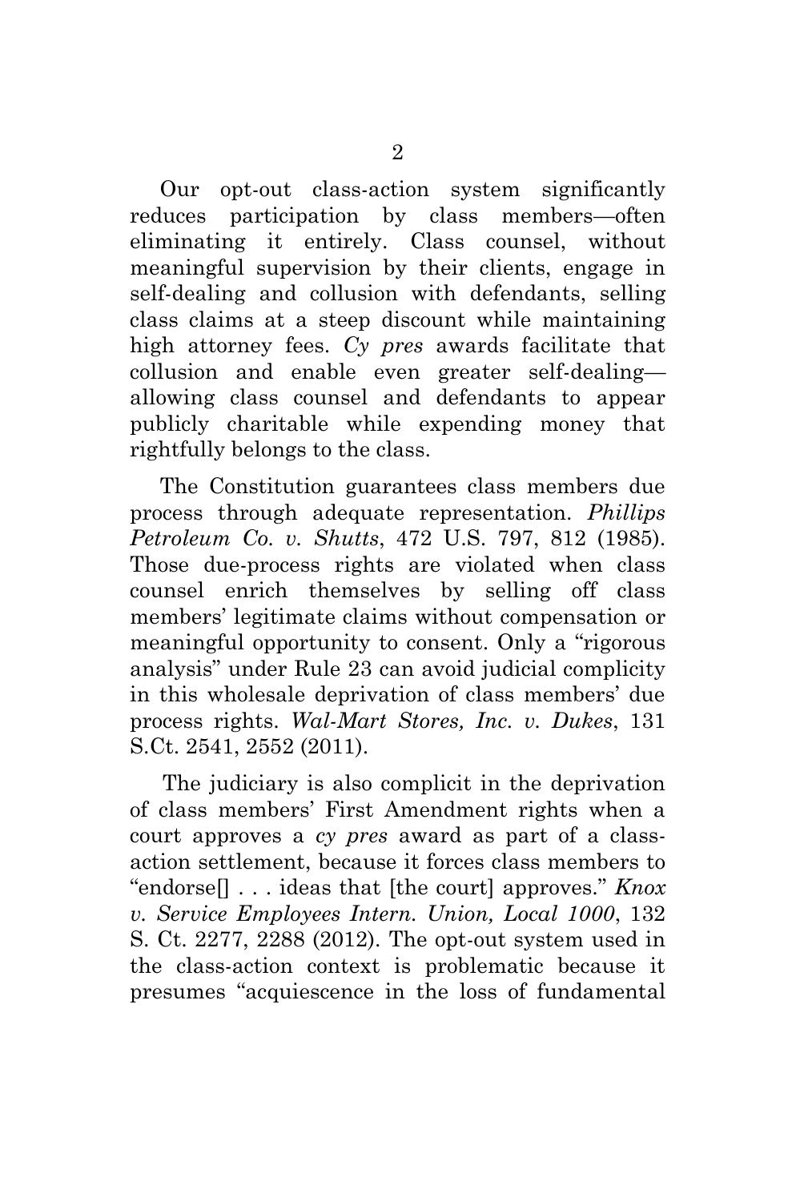Our opt-out class-action system significantly reduces participation by class members—often eliminating it entirely. Class counsel, without meaningful supervision by their clients, engage in self-dealing and collusion with defendants, selling class claims at a steep discount while maintaining high attorney fees. *Cy pres* awards facilitate that collusion and enable even greater self-dealing—allowing class counsel and defendants to appear publicly charitable while expending money that rightfully belongs to the class.

The Constitution guarantees class members due process through adequate representation. *Phillips Petroleum Co. v. Shutts*, 472 U.S. 797, 812 (1985). Those due-process rights are violated when class counsel enrich themselves by selling off class members' legitimate claims without compensation or meaningful opportunity to consent. Only a "rigorous analysis" under Rule 23 can avoid judicial complicity in this wholesale deprivation of class members' due process rights. *Wal-Mart Stores, Inc. v. Dukes*, 131 S.Ct. 2541, 2552 (2011).

The judiciary is also complicit in the deprivation of class members' First Amendment rights when a court approves a *cy pres* award as part of a class-action settlement, because it forces class members to "endorse[] . . . ideas that [the court] approves." *Knox v. Service Employees Intern. Union, Local 1000*, 132 S. Ct. 2277, 2288 (2012). The opt-out system used in the class-action context is problematic because it presumes "acquiescence in the loss of fundamental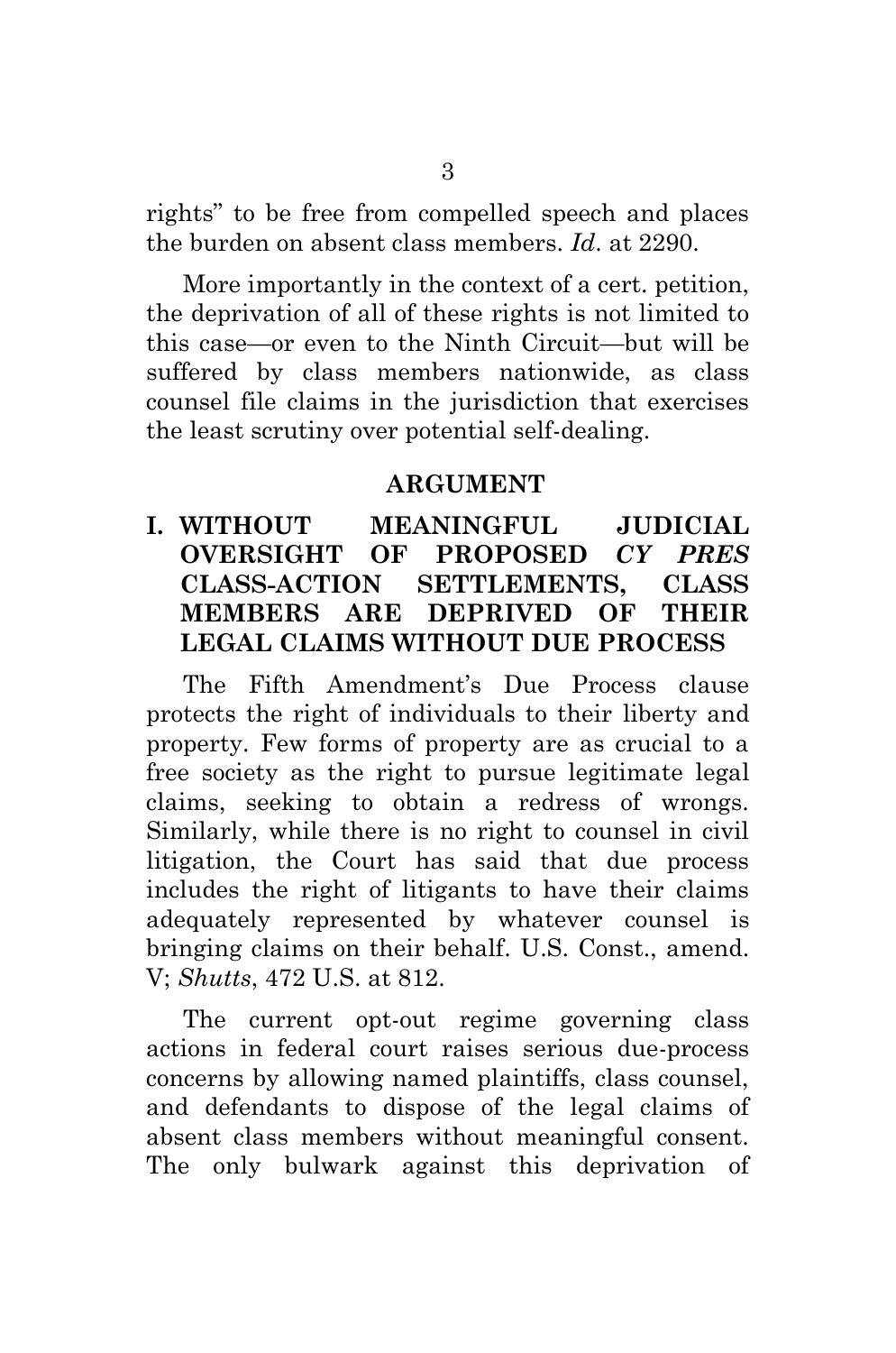rights" to be free from compelled speech and places the burden on absent class members. *Id*. at 2290.

More importantly in the context of a cert. petition, the deprivation of all of these rights is not limited to this case—or even to the Ninth Circuit—but will be suffered by class members nationwide, as class counsel file claims in the jurisdiction that exercises the least scrutiny over potential self-dealing.

## ARGUMENT

### I. WITHOUT MEANINGFUL JUDICIAL OVERSIGHT OF PROPOSED *CY PRES* CLASS-ACTION SETTLEMENTS, CLASS MEMBERS ARE DEPRIVED OF THEIR LEGAL CLAIMS WITHOUT DUE PROCESS

The Fifth Amendment's Due Process clause protects the right of individuals to their liberty and property. Few forms of property are as crucial to a free society as the right to pursue legitimate legal claims, seeking to obtain a redress of wrongs. Similarly, while there is no right to counsel in civil litigation, the Court has said that due process includes the right of litigants to have their claims adequately represented by whatever counsel is bringing claims on their behalf. U.S. Const., amend. V; *Shutts*, 472 U.S. at 812.

The current opt-out regime governing class actions in federal court raises serious due-process concerns by allowing named plaintiffs, class counsel, and defendants to dispose of the legal claims of absent class members without meaningful consent. The only bulwark against this deprivation of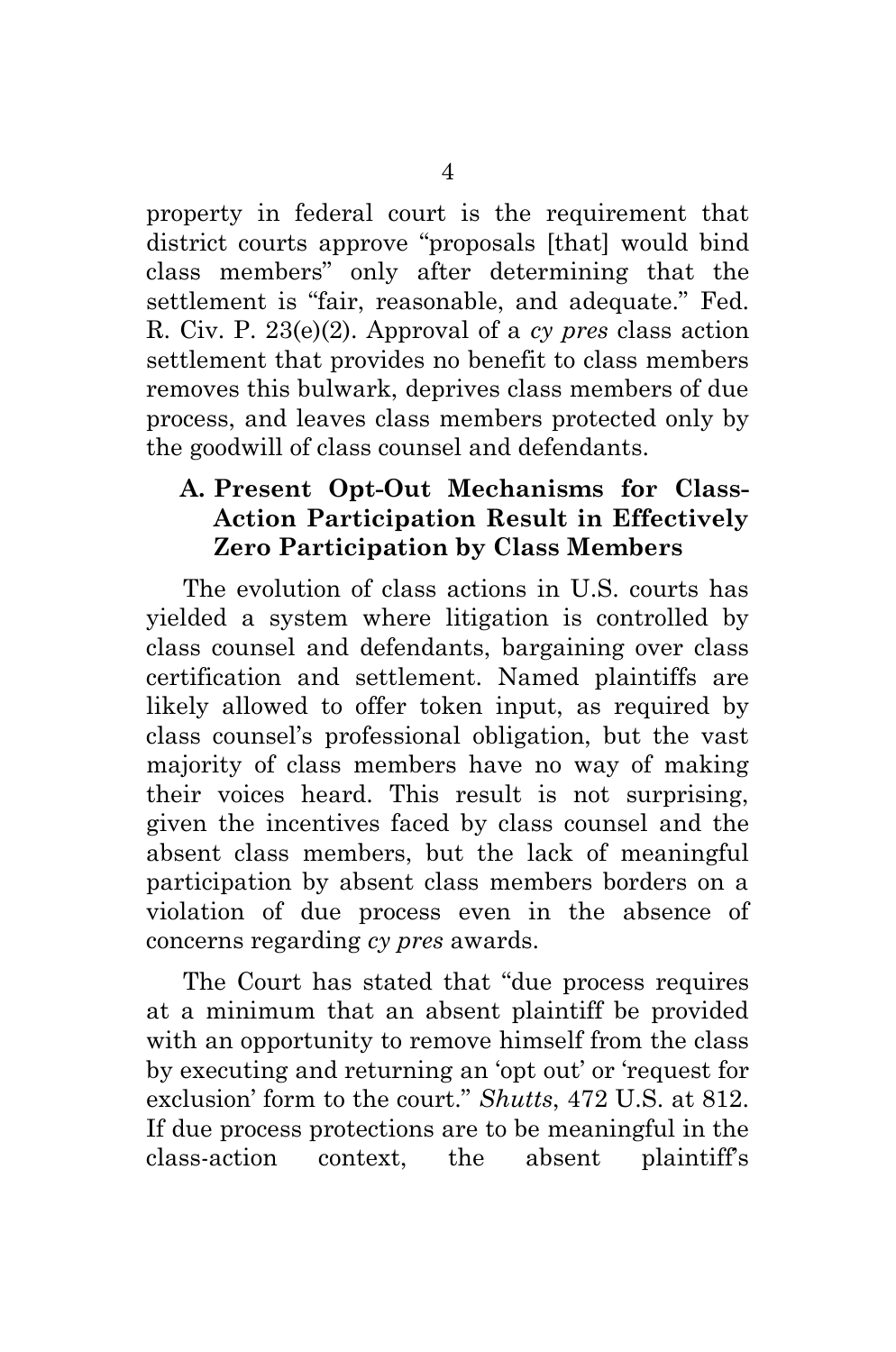property in federal court is the requirement that district courts approve "proposals [that] would bind class members" only after determining that the settlement is "fair, reasonable, and adequate." Fed. R. Civ. P. 23(e)(2). Approval of a *cy pres* class action settlement that provides no benefit to class members removes this bulwark, deprives class members of due process, and leaves class members protected only by the goodwill of class counsel and defendants.

### A. Present Opt-Out Mechanisms for Class-Action Participation Result in Effectively Zero Participation by Class Members

The evolution of class actions in U.S. courts has yielded a system where litigation is controlled by class counsel and defendants, bargaining over class certification and settlement. Named plaintiffs are likely allowed to offer token input, as required by class counsel's professional obligation, but the vast majority of class members have no way of making their voices heard. This result is not surprising, given the incentives faced by class counsel and the absent class members, but the lack of meaningful participation by absent class members borders on a violation of due process even in the absence of concerns regarding *cy pres* awards.

The Court has stated that "due process requires at a minimum that an absent plaintiff be provided with an opportunity to remove himself from the class by executing and returning an 'opt out' or 'request for exclusion' form to the court." *Shutts*, 472 U.S. at 812. If due process protections are to be meaningful in the class-action context, the absent plaintiff's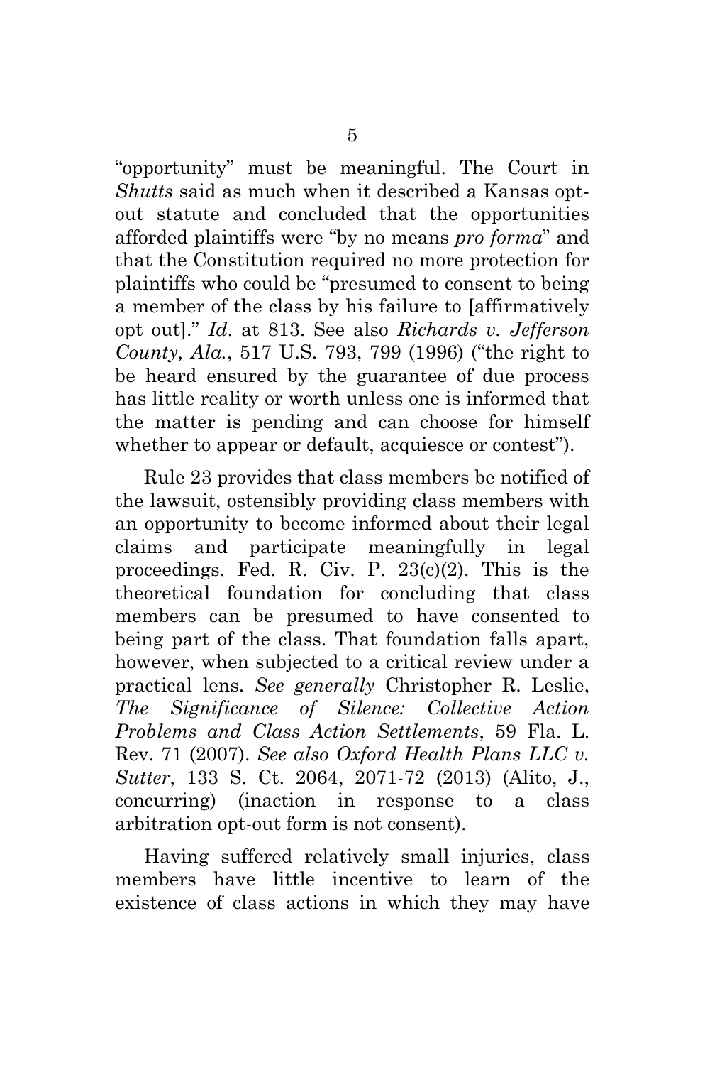"opportunity" must be meaningful. The Court in *Shutts* said as much when it described a Kansas opt-out statute and concluded that the opportunities afforded plaintiffs were "by no means *pro forma*" and that the Constitution required no more protection for plaintiffs who could be "presumed to consent to being a member of the class by his failure to [affirmatively opt out]." *Id*. at 813. See also *Richards v. Jefferson County, Ala.*, 517 U.S. 793, 799 (1996) ("the right to be heard ensured by the guarantee of due process has little reality or worth unless one is informed that the matter is pending and can choose for himself whether to appear or default, acquiesce or contest").

Rule 23 provides that class members be notified of the lawsuit, ostensibly providing class members with an opportunity to become informed about their legal claims and participate meaningfully in legal proceedings. Fed. R. Civ. P. 23(c)(2). This is the theoretical foundation for concluding that class members can be presumed to have consented to being part of the class. That foundation falls apart, however, when subjected to a critical review under a practical lens. *See generally* Christopher R. Leslie, *The Significance of Silence: Collective Action Problems and Class Action Settlements*, 59 Fla. L. Rev. 71 (2007). *See also Oxford Health Plans LLC v. Sutter*, 133 S. Ct. 2064, 2071-72 (2013) (Alito, J., concurring) (inaction in response to a class arbitration opt-out form is not consent).

Having suffered relatively small injuries, class members have little incentive to learn of the existence of class actions in which they may have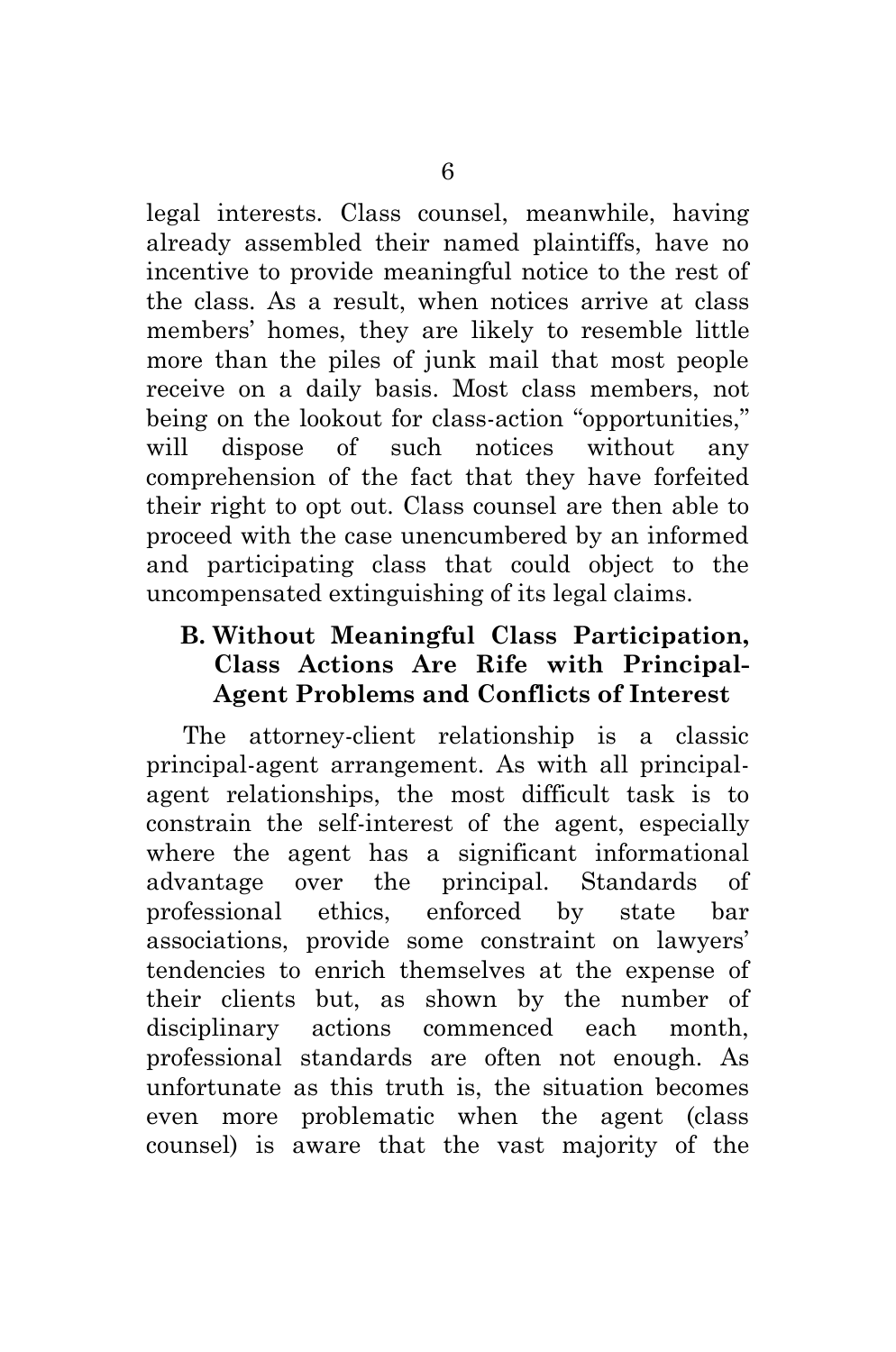legal interests. Class counsel, meanwhile, having already assembled their named plaintiffs, have no incentive to provide meaningful notice to the rest of the class. As a result, when notices arrive at class members' homes, they are likely to resemble little more than the piles of junk mail that most people receive on a daily basis. Most class members, not being on the lookout for class-action "opportunities," will dispose of such notices without any comprehension of the fact that they have forfeited their right to opt out. Class counsel are then able to proceed with the case unencumbered by an informed and participating class that could object to the uncompensated extinguishing of its legal claims.

### B. Without Meaningful Class Participation, Class Actions Are Rife with Principal-Agent Problems and Conflicts of Interest

The attorney-client relationship is a classic principal-agent arrangement. As with all principal-agent relationships, the most difficult task is to constrain the self-interest of the agent, especially where the agent has a significant informational advantage over the principal. Standards of professional ethics, enforced by state bar associations, provide some constraint on lawyers' tendencies to enrich themselves at the expense of their clients but, as shown by the number of disciplinary actions commenced each month, professional standards are often not enough. As unfortunate as this truth is, the situation becomes even more problematic when the agent (class counsel) is aware that the vast majority of the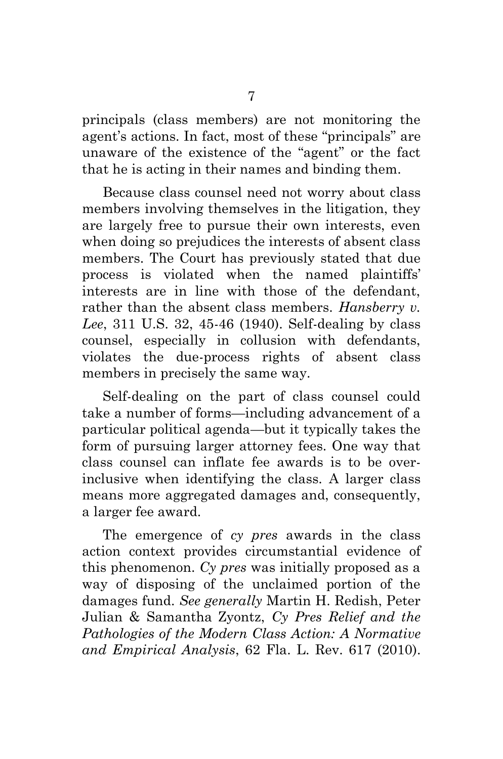principals (class members) are not monitoring the agent's actions. In fact, most of these "principals" are unaware of the existence of the "agent" or the fact that he is acting in their names and binding them.

Because class counsel need not worry about class members involving themselves in the litigation, they are largely free to pursue their own interests, even when doing so prejudices the interests of absent class members. The Court has previously stated that due process is violated when the named plaintiffs' interests are in line with those of the defendant, rather than the absent class members. *Hansberry v. Lee*, 311 U.S. 32, 45-46 (1940). Self-dealing by class counsel, especially in collusion with defendants, violates the due-process rights of absent class members in precisely the same way.

Self-dealing on the part of class counsel could take a number of forms—including advancement of a particular political agenda—but it typically takes the form of pursuing larger attorney fees. One way that class counsel can inflate fee awards is to be over-inclusive when identifying the class. A larger class means more aggregated damages and, consequently, a larger fee award.

The emergence of *cy pres* awards in the class action context provides circumstantial evidence of this phenomenon. *Cy pres* was initially proposed as a way of disposing of the unclaimed portion of the damages fund. *See generally* Martin H. Redish, Peter Julian & Samantha Zyontz, *Cy Pres Relief and the Pathologies of the Modern Class Action: A Normative and Empirical Analysis*, 62 Fla. L. Rev. 617 (2010).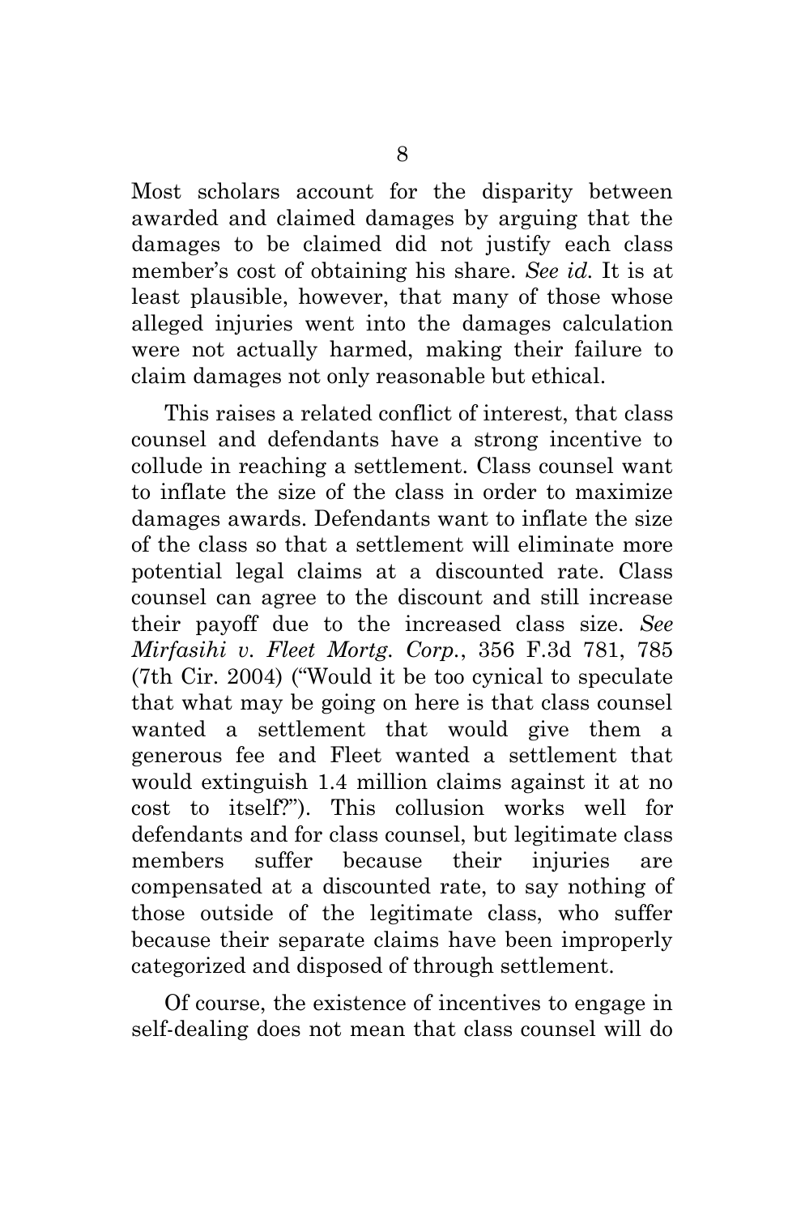Most scholars account for the disparity between awarded and claimed damages by arguing that the damages to be claimed did not justify each class member's cost of obtaining his share. *See id.* It is at least plausible, however, that many of those whose alleged injuries went into the damages calculation were not actually harmed, making their failure to claim damages not only reasonable but ethical.

This raises a related conflict of interest, that class counsel and defendants have a strong incentive to collude in reaching a settlement. Class counsel want to inflate the size of the class in order to maximize damages awards. Defendants want to inflate the size of the class so that a settlement will eliminate more potential legal claims at a discounted rate. Class counsel can agree to the discount and still increase their payoff due to the increased class size. *See Mirfasihi v. Fleet Mortg. Corp.*, 356 F.3d 781, 785 (7th Cir. 2004) ("Would it be too cynical to speculate that what may be going on here is that class counsel wanted a settlement that would give them a generous fee and Fleet wanted a settlement that would extinguish 1.4 million claims against it at no cost to itself?"). This collusion works well for defendants and for class counsel, but legitimate class members suffer because their injuries are compensated at a discounted rate, to say nothing of those outside of the legitimate class, who suffer because their separate claims have been improperly categorized and disposed of through settlement.

Of course, the existence of incentives to engage in self-dealing does not mean that class counsel will do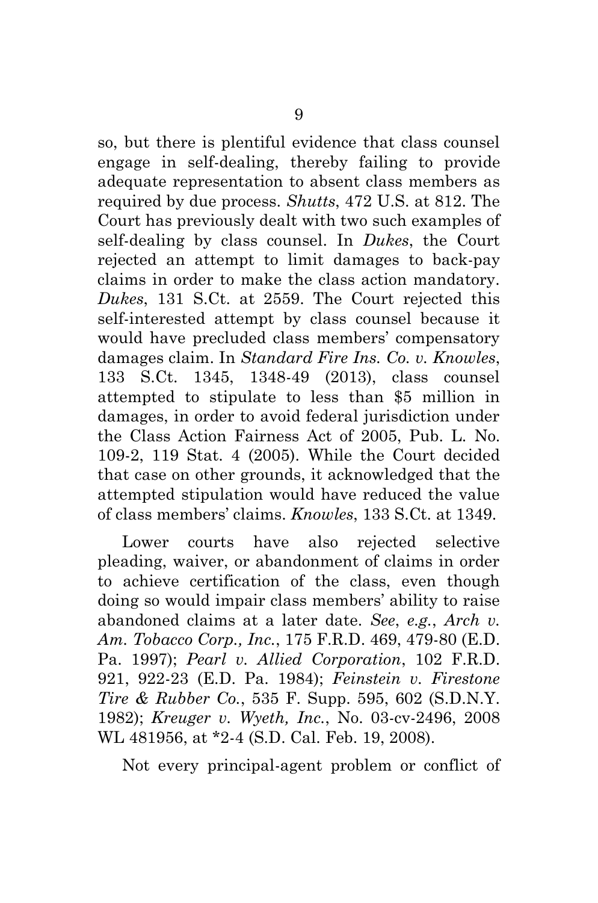so, but there is plentiful evidence that class counsel engage in self-dealing, thereby failing to provide adequate representation to absent class members as required by due process. *Shutts*, 472 U.S. at 812. The Court has previously dealt with two such examples of self-dealing by class counsel. In *Dukes*, the Court rejected an attempt to limit damages to back-pay claims in order to make the class action mandatory. *Dukes*, 131 S.Ct. at 2559. The Court rejected this self-interested attempt by class counsel because it would have precluded class members' compensatory damages claim. In *Standard Fire Ins. Co. v. Knowles*, 133 S.Ct. 1345, 1348-49 (2013), class counsel attempted to stipulate to less than $5 million in damages, in order to avoid federal jurisdiction under the Class Action Fairness Act of 2005, Pub. L. No. 109-2, 119 Stat. 4 (2005). While the Court decided that case on other grounds, it acknowledged that the attempted stipulation would have reduced the value of class members' claims. *Knowles*, 133 S.Ct. at 1349.

Lower courts have also rejected selective pleading, waiver, or abandonment of claims in order to achieve certification of the class, even though doing so would impair class members' ability to raise abandoned claims at a later date. *See*, *e.g.*, *Arch v. Am. Tobacco Corp., Inc.*, 175 F.R.D. 469, 479-80 (E.D. Pa. 1997); *Pearl v. Allied Corporation*, 102 F.R.D. 921, 922-23 (E.D. Pa. 1984); *Feinstein v. Firestone Tire & Rubber Co.*, 535 F. Supp. 595, 602 (S.D.N.Y. 1982); *Kreuger v. Wyeth, Inc.*, No. 03-cv-2496, 2008 WL 481956, at *2-4 (S.D. Cal. Feb. 19, 2008).

Not every principal-agent problem or conflict of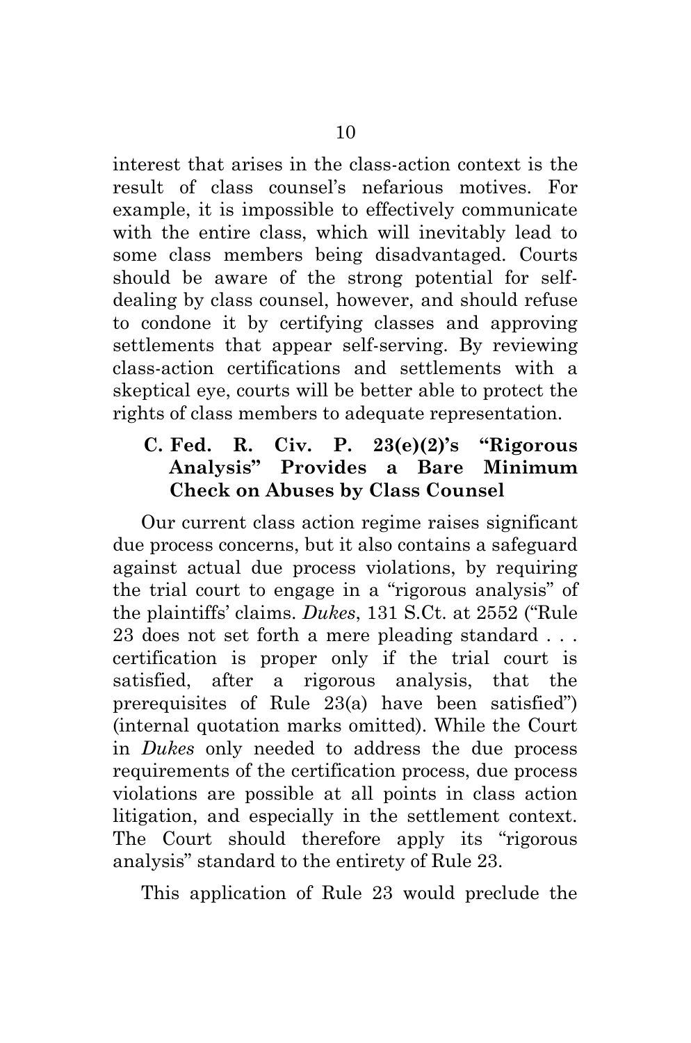interest that arises in the class-action context is the result of class counsel's nefarious motives. For example, it is impossible to effectively communicate with the entire class, which will inevitably lead to some class members being disadvantaged. Courts should be aware of the strong potential for self-dealing by class counsel, however, and should refuse to condone it by certifying classes and approving settlements that appear self-serving. By reviewing class-action certifications and settlements with a skeptical eye, courts will be better able to protect the rights of class members to adequate representation.

### C. Fed. R. Civ. P. 23(e)(2)'s "Rigorous Analysis" Provides a Bare Minimum Check on Abuses by Class Counsel

Our current class action regime raises significant due process concerns, but it also contains a safeguard against actual due process violations, by requiring the trial court to engage in a "rigorous analysis" of the plaintiffs' claims. *Dukes*, 131 S.Ct. at 2552 ("Rule 23 does not set forth a mere pleading standard . . . certification is proper only if the trial court is satisfied, after a rigorous analysis, that the prerequisites of Rule 23(a) have been satisfied") (internal quotation marks omitted). While the Court in *Dukes* only needed to address the due process requirements of the certification process, due process violations are possible at all points in class action litigation, and especially in the settlement context. The Court should therefore apply its "rigorous analysis" standard to the entirety of Rule 23.

This application of Rule 23 would preclude the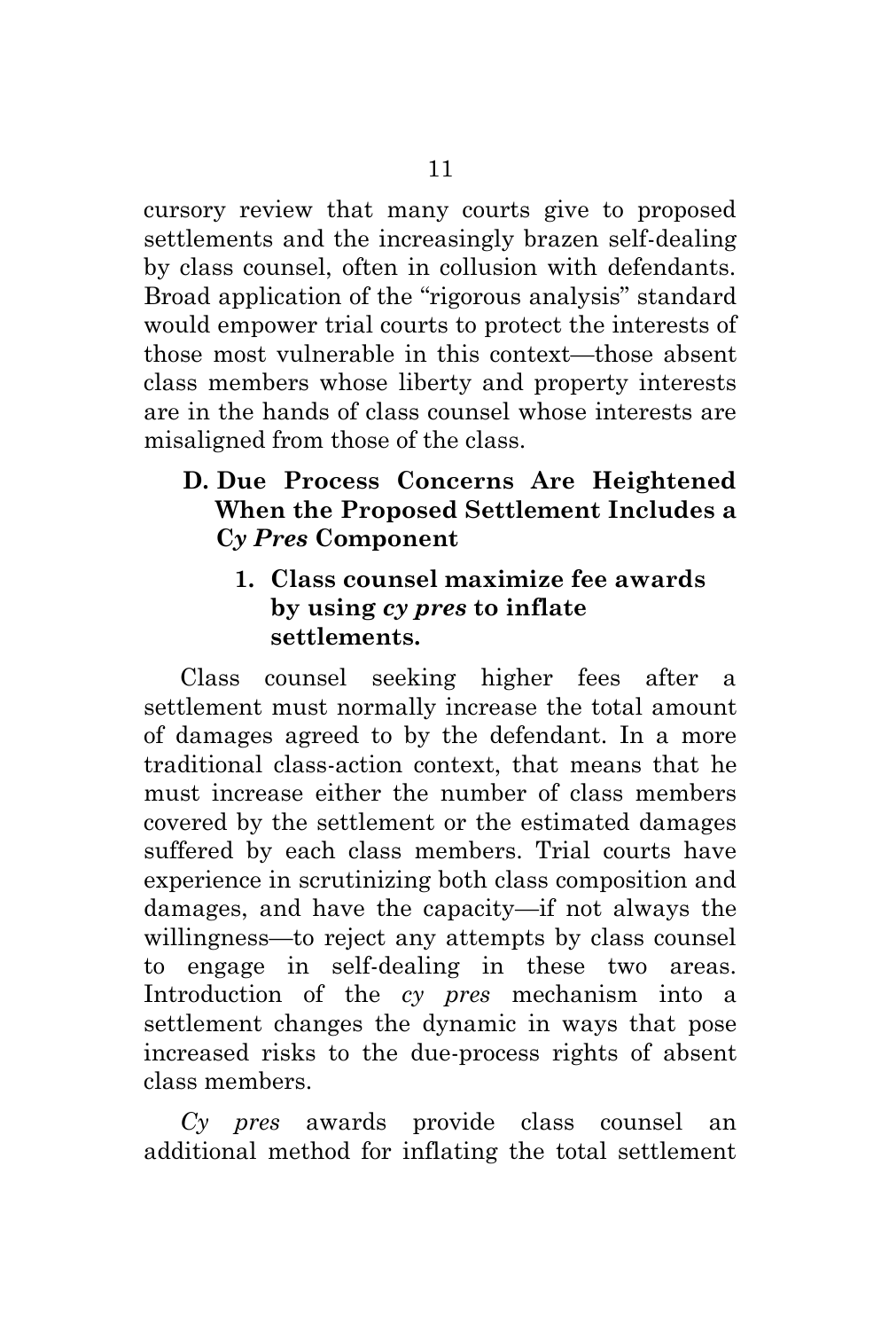cursory review that many courts give to proposed settlements and the increasingly brazen self-dealing by class counsel, often in collusion with defendants. Broad application of the "rigorous analysis" standard would empower trial courts to protect the interests of those most vulnerable in this context—those absent class members whose liberty and property interests are in the hands of class counsel whose interests are misaligned from those of the class.

### D. Due Process Concerns Are Heightened When the Proposed Settlement Includes a *Cy Pres* Component

#### 1. Class counsel maximize fee awards by using *cy pres* to inflate settlements.

Class counsel seeking higher fees after a settlement must normally increase the total amount of damages agreed to by the defendant. In a more traditional class-action context, that means that he must increase either the number of class members covered by the settlement or the estimated damages suffered by each class members. Trial courts have experience in scrutinizing both class composition and damages, and have the capacity—if not always the willingness—to reject any attempts by class counsel to engage in self-dealing in these two areas. Introduction of the *cy pres* mechanism into a settlement changes the dynamic in ways that pose increased risks to the due-process rights of absent class members.

*Cy pres* awards provide class counsel an additional method for inflating the total settlement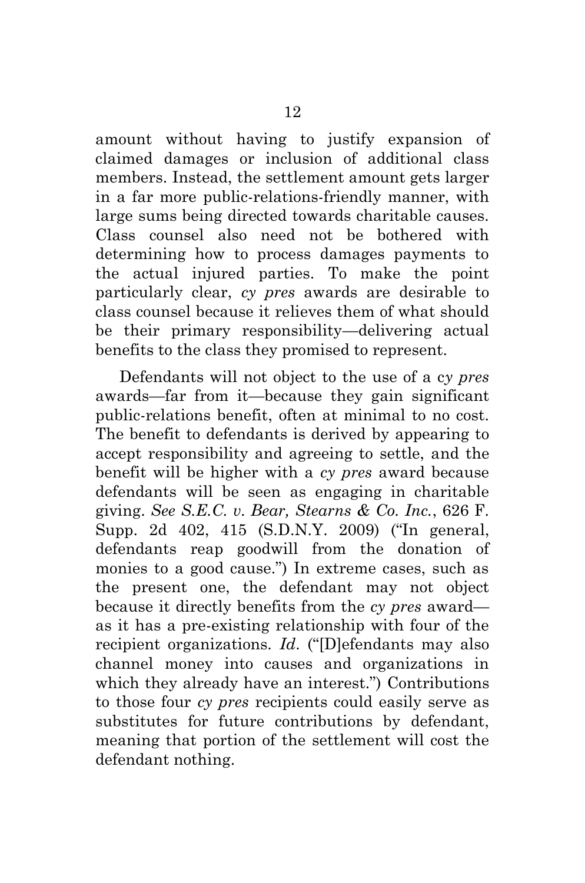amount without having to justify expansion of claimed damages or inclusion of additional class members. Instead, the settlement amount gets larger in a far more public-relations-friendly manner, with large sums being directed towards charitable causes. Class counsel also need not be bothered with determining how to process damages payments to the actual injured parties. To make the point particularly clear, *cy pres* awards are desirable to class counsel because it relieves them of what should be their primary responsibility—delivering actual benefits to the class they promised to represent.

Defendants will not object to the use of a c*y pres* awards—far from it—because they gain significant public-relations benefit, often at minimal to no cost. The benefit to defendants is derived by appearing to accept responsibility and agreeing to settle, and the benefit will be higher with a *cy pres* award because defendants will be seen as engaging in charitable giving. *See S.E.C. v. Bear, Stearns & Co. Inc.*, 626 F. Supp. 2d 402, 415 (S.D.N.Y. 2009) ("In general, defendants reap goodwill from the donation of monies to a good cause.") In extreme cases, such as the present one, the defendant may not object because it directly benefits from the *cy pres* award—as it has a pre-existing relationship with four of the recipient organizations. *Id*. ("[D]efendants may also channel money into causes and organizations in which they already have an interest.") Contributions to those four *cy pres* recipients could easily serve as substitutes for future contributions by defendant, meaning that portion of the settlement will cost the defendant nothing.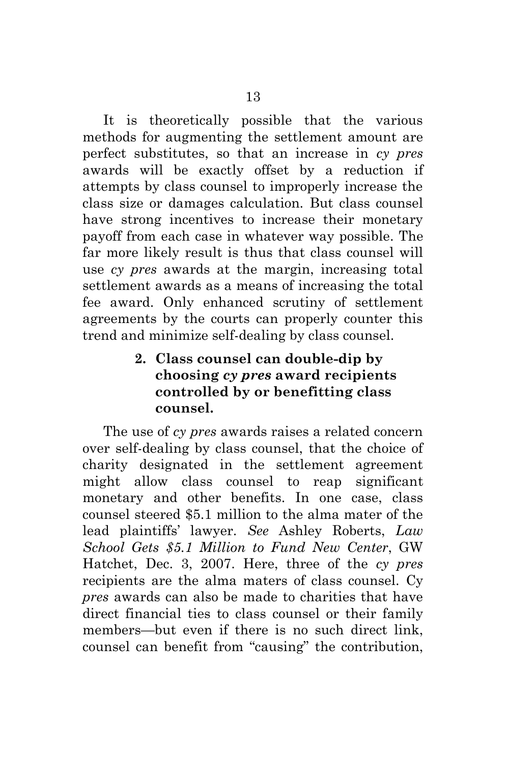It is theoretically possible that the various methods for augmenting the settlement amount are perfect substitutes, so that an increase in *cy pres* awards will be exactly offset by a reduction if attempts by class counsel to improperly increase the class size or damages calculation. But class counsel have strong incentives to increase their monetary payoff from each case in whatever way possible. The far more likely result is thus that class counsel will use *cy pres* awards at the margin, increasing total settlement awards as a means of increasing the total fee award. Only enhanced scrutiny of settlement agreements by the courts can properly counter this trend and minimize self-dealing by class counsel.

#### 2. Class counsel can double-dip by choosing *cy pres* award recipients controlled by or benefitting class counsel.

The use of *cy pres* awards raises a related concern over self-dealing by class counsel, that the choice of charity designated in the settlement agreement might allow class counsel to reap significant monetary and other benefits. In one case, class counsel steered $5.1 million to the alma mater of the lead plaintiffs' lawyer. *See* Ashley Roberts, *Law School Gets $5.1 Million to Fund New Center*, GW Hatchet, Dec. 3, 2007. Here, three of the *cy pres* recipients are the alma maters of class counsel. Cy *pres* awards can also be made to charities that have direct financial ties to class counsel or their family members—but even if there is no such direct link, counsel can benefit from "causing" the contribution,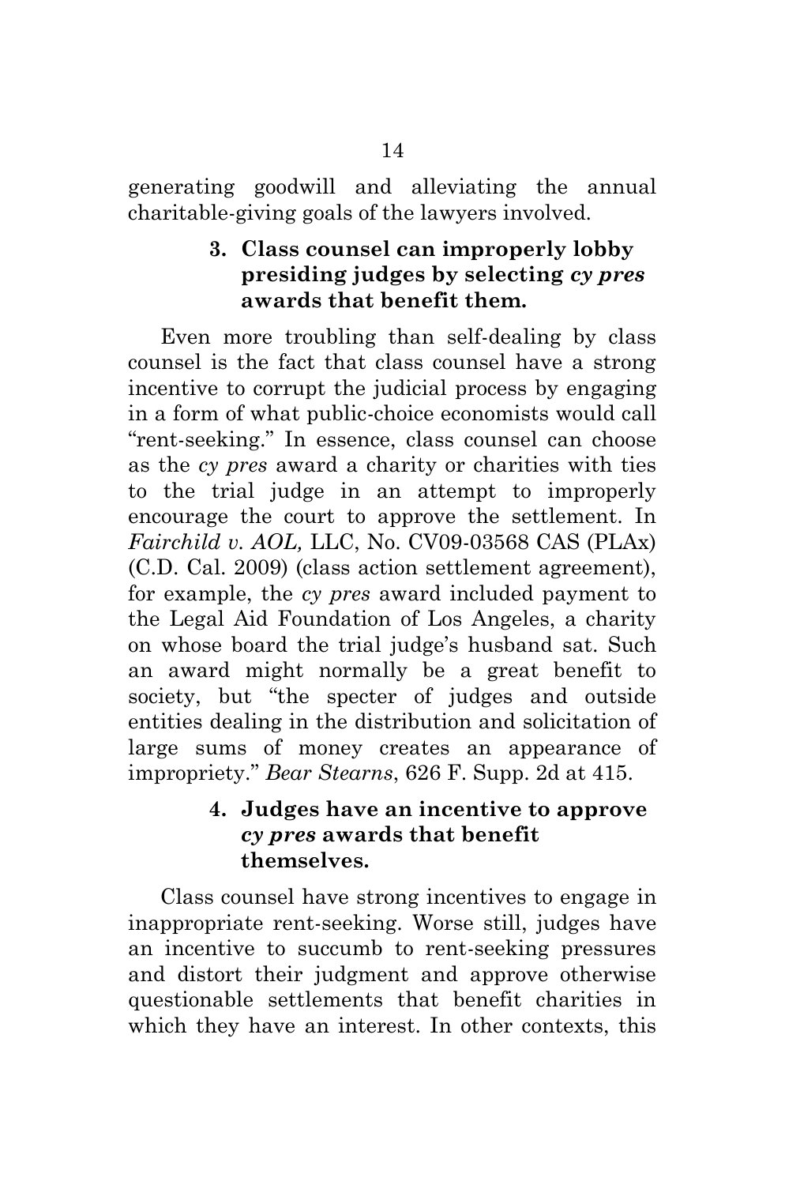generating goodwill and alleviating the annual charitable-giving goals of the lawyers involved.

### 3. Class counsel can improperly lobby presiding judges by selecting *cy pres* awards that benefit them.

Even more troubling than self-dealing by class counsel is the fact that class counsel have a strong incentive to corrupt the judicial process by engaging in a form of what public-choice economists would call "rent-seeking." In essence, class counsel can choose as the *cy pres* award a charity or charities with ties to the trial judge in an attempt to improperly encourage the court to approve the settlement. In *Fairchild v. AOL,* LLC, No. CV09-03568 CAS (PLAx) (C.D. Cal. 2009) (class action settlement agreement), for example, the *cy pres* award included payment to the Legal Aid Foundation of Los Angeles, a charity on whose board the trial judge's husband sat. Such an award might normally be a great benefit to society, but "the specter of judges and outside entities dealing in the distribution and solicitation of large sums of money creates an appearance of impropriety." *Bear Stearns*, 626 F. Supp. 2d at 415.

### 4. Judges have an incentive to approve *cy pres* awards that benefit themselves.

Class counsel have strong incentives to engage in inappropriate rent-seeking. Worse still, judges have an incentive to succumb to rent-seeking pressures and distort their judgment and approve otherwise questionable settlements that benefit charities in which they have an interest. In other contexts, this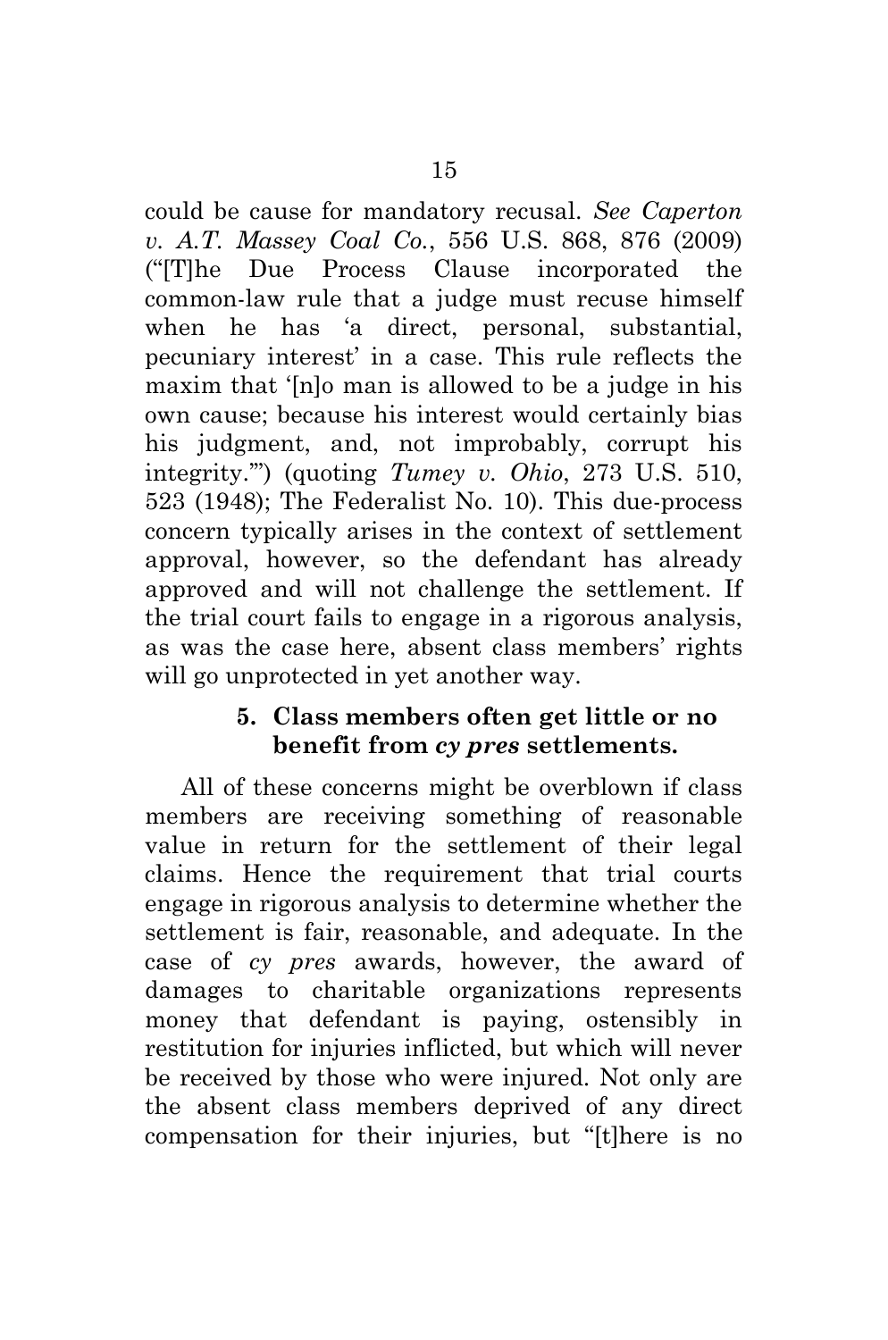could be cause for mandatory recusal. *See Caperton v. A.T. Massey Coal Co.*, 556 U.S. 868, 876 (2009) ("[T]he Due Process Clause incorporated the common-law rule that a judge must recuse himself when he has 'a direct, personal, substantial, pecuniary interest' in a case. This rule reflects the maxim that '[n]o man is allowed to be a judge in his own cause; because his interest would certainly bias his judgment, and, not improbably, corrupt his integrity.'") (quoting *Tumey v. Ohio*, 273 U.S. 510, 523 (1948); The Federalist No. 10). This due-process concern typically arises in the context of settlement approval, however, so the defendant has already approved and will not challenge the settlement. If the trial court fails to engage in a rigorous analysis, as was the case here, absent class members' rights will go unprotected in yet another way.

#### 5. Class members often get little or no benefit from *cy pres* settlements.

All of these concerns might be overblown if class members are receiving something of reasonable value in return for the settlement of their legal claims. Hence the requirement that trial courts engage in rigorous analysis to determine whether the settlement is fair, reasonable, and adequate. In the case of *cy pres* awards, however, the award of damages to charitable organizations represents money that defendant is paying, ostensibly in restitution for injuries inflicted, but which will never be received by those who were injured. Not only are the absent class members deprived of any direct compensation for their injuries, but "[t]here is no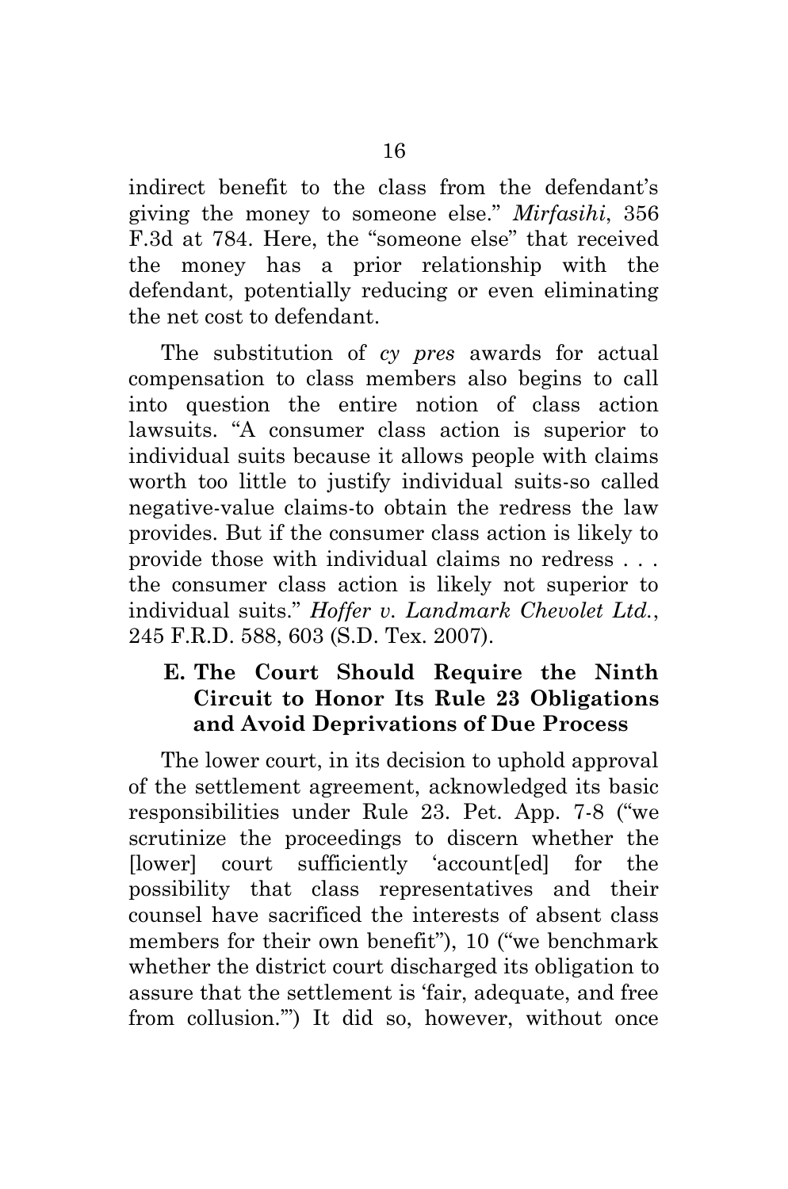indirect benefit to the class from the defendant's giving the money to someone else." *Mirfasihi*, 356 F.3d at 784. Here, the "someone else" that received the money has a prior relationship with the defendant, potentially reducing or even eliminating the net cost to defendant.

The substitution of *cy pres* awards for actual compensation to class members also begins to call into question the entire notion of class action lawsuits. "A consumer class action is superior to individual suits because it allows people with claims worth too little to justify individual suits-so called negative-value claims-to obtain the redress the law provides. But if the consumer class action is likely to provide those with individual claims no redress . . . the consumer class action is likely not superior to individual suits." *Hoffer v. Landmark Chevolet Ltd.*, 245 F.R.D. 588, 603 (S.D. Tex. 2007).

### E. The Court Should Require the Ninth Circuit to Honor Its Rule 23 Obligations and Avoid Deprivations of Due Process

The lower court, in its decision to uphold approval of the settlement agreement, acknowledged its basic responsibilities under Rule 23. Pet. App. 7-8 ("we scrutinize the proceedings to discern whether the [lower] court sufficiently 'account[ed] for the possibility that class representatives and their counsel have sacrificed the interests of absent class members for their own benefit"), 10 ("we benchmark whether the district court discharged its obligation to assure that the settlement is 'fair, adequate, and free from collusion.'") It did so, however, without once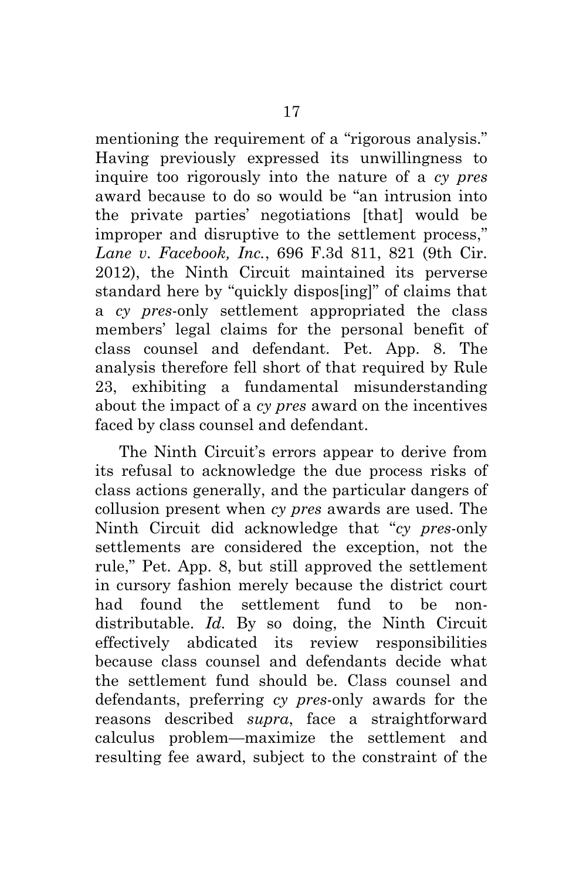mentioning the requirement of a "rigorous analysis." Having previously expressed its unwillingness to inquire too rigorously into the nature of a *cy pres* award because to do so would be "an intrusion into the private parties' negotiations [that] would be improper and disruptive to the settlement process," *Lane v. Facebook, Inc.*, 696 F.3d 811, 821 (9th Cir. 2012), the Ninth Circuit maintained its perverse standard here by "quickly dispos[ing]" of claims that a *cy pres*-only settlement appropriated the class members' legal claims for the personal benefit of class counsel and defendant. Pet. App. 8. The analysis therefore fell short of that required by Rule 23, exhibiting a fundamental misunderstanding about the impact of a *cy pres* award on the incentives faced by class counsel and defendant.

The Ninth Circuit's errors appear to derive from its refusal to acknowledge the due process risks of class actions generally, and the particular dangers of collusion present when *cy pres* awards are used. The Ninth Circuit did acknowledge that "*cy pres*-only settlements are considered the exception, not the rule," Pet. App. 8, but still approved the settlement in cursory fashion merely because the district court had found the settlement fund to be non-distributable. *Id.* By so doing, the Ninth Circuit effectively abdicated its review responsibilities because class counsel and defendants decide what the settlement fund should be. Class counsel and defendants, preferring *cy pres*-only awards for the reasons described *supra*, face a straightforward calculus problem—maximize the settlement and resulting fee award, subject to the constraint of the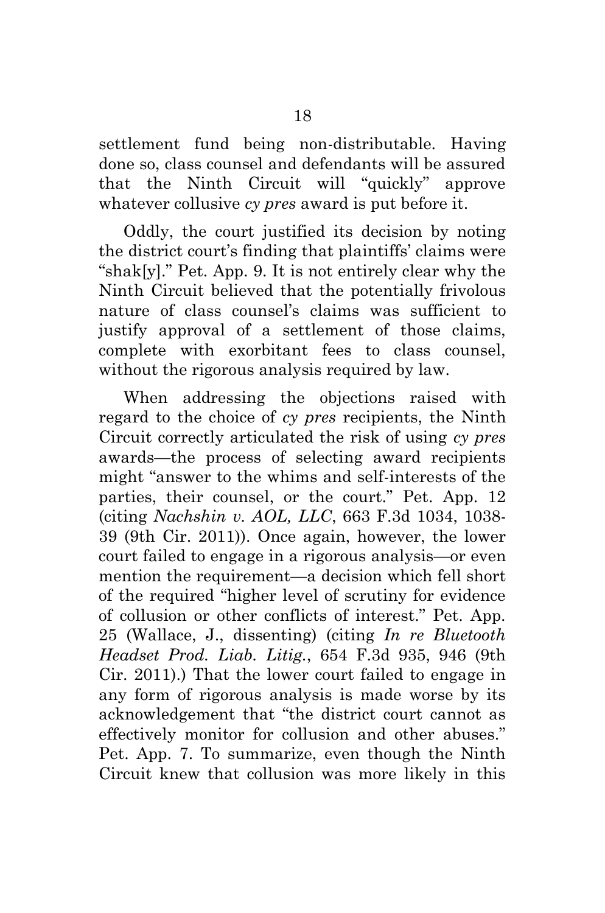settlement fund being non-distributable. Having done so, class counsel and defendants will be assured that the Ninth Circuit will "quickly" approve whatever collusive *cy pres* award is put before it.

Oddly, the court justified its decision by noting the district court's finding that plaintiffs' claims were "shak[y]." Pet. App. 9. It is not entirely clear why the Ninth Circuit believed that the potentially frivolous nature of class counsel's claims was sufficient to justify approval of a settlement of those claims, complete with exorbitant fees to class counsel, without the rigorous analysis required by law.

When addressing the objections raised with regard to the choice of *cy pres* recipients, the Ninth Circuit correctly articulated the risk of using *cy pres* awards—the process of selecting award recipients might "answer to the whims and self-interests of the parties, their counsel, or the court." Pet. App. 12 (citing *Nachshin v. AOL, LLC*, 663 F.3d 1034, 1038-39 (9th Cir. 2011)). Once again, however, the lower court failed to engage in a rigorous analysis—or even mention the requirement—a decision which fell short of the required "higher level of scrutiny for evidence of collusion or other conflicts of interest." Pet. App. 25 (Wallace, J., dissenting) (citing *In re Bluetooth Headset Prod. Liab. Litig.*, 654 F.3d 935, 946 (9th Cir. 2011).) That the lower court failed to engage in any form of rigorous analysis is made worse by its acknowledgement that "the district court cannot as effectively monitor for collusion and other abuses." Pet. App. 7. To summarize, even though the Ninth Circuit knew that collusion was more likely in this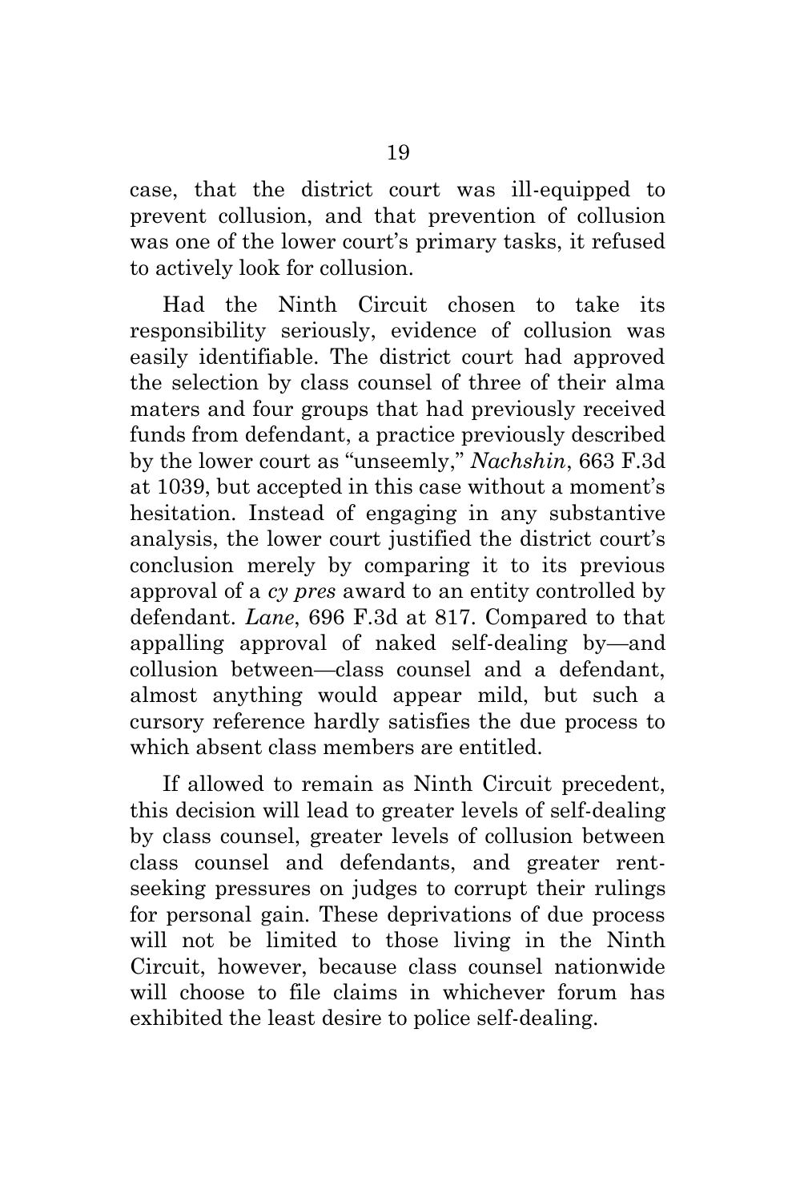case, that the district court was ill-equipped to prevent collusion, and that prevention of collusion was one of the lower court's primary tasks, it refused to actively look for collusion.

Had the Ninth Circuit chosen to take its responsibility seriously, evidence of collusion was easily identifiable. The district court had approved the selection by class counsel of three of their alma maters and four groups that had previously received funds from defendant, a practice previously described by the lower court as "unseemly," *Nachshin*, 663 F.3d at 1039, but accepted in this case without a moment's hesitation. Instead of engaging in any substantive analysis, the lower court justified the district court's conclusion merely by comparing it to its previous approval of a *cy pres* award to an entity controlled by defendant. *Lane*, 696 F.3d at 817. Compared to that appalling approval of naked self-dealing by—and collusion between—class counsel and a defendant, almost anything would appear mild, but such a cursory reference hardly satisfies the due process to which absent class members are entitled.

If allowed to remain as Ninth Circuit precedent, this decision will lead to greater levels of self-dealing by class counsel, greater levels of collusion between class counsel and defendants, and greater rent-seeking pressures on judges to corrupt their rulings for personal gain. These deprivations of due process will not be limited to those living in the Ninth Circuit, however, because class counsel nationwide will choose to file claims in whichever forum has exhibited the least desire to police self-dealing.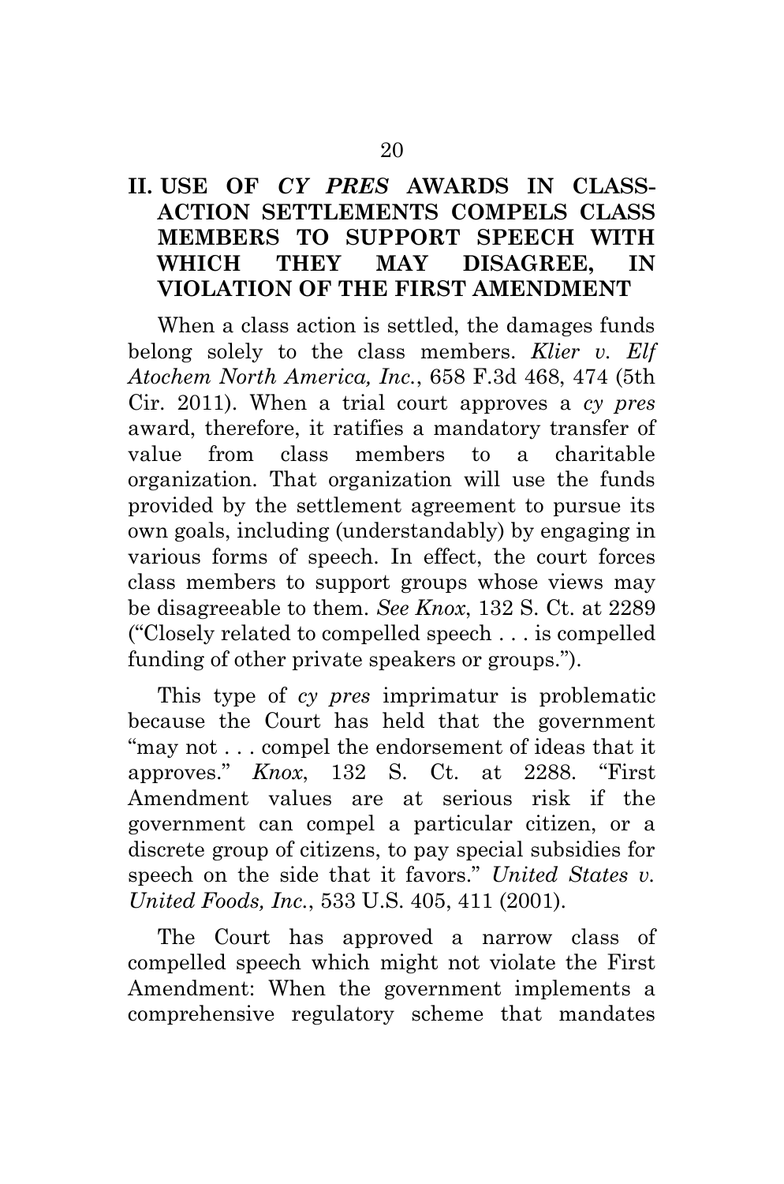## II. USE OF *CY PRES* AWARDS IN CLASS-ACTION SETTLEMENTS COMPELS CLASS MEMBERS TO SUPPORT SPEECH WITH WHICH THEY MAY DISAGREE, IN VIOLATION OF THE FIRST AMENDMENT

When a class action is settled, the damages funds belong solely to the class members. *Klier v. Elf Atochem North America, Inc.*, 658 F.3d 468, 474 (5th Cir. 2011). When a trial court approves a *cy pres* award, therefore, it ratifies a mandatory transfer of value from class members to a charitable organization. That organization will use the funds provided by the settlement agreement to pursue its own goals, including (understandably) by engaging in various forms of speech. In effect, the court forces class members to support groups whose views may be disagreeable to them. *See Knox*, 132 S. Ct. at 2289 ("Closely related to compelled speech . . . is compelled funding of other private speakers or groups.").

This type of *cy pres* imprimatur is problematic because the Court has held that the government "may not . . . compel the endorsement of ideas that it approves." *Knox*, 132 S. Ct. at 2288. "First Amendment values are at serious risk if the government can compel a particular citizen, or a discrete group of citizens, to pay special subsidies for speech on the side that it favors." *United States v. United Foods, Inc.*, 533 U.S. 405, 411 (2001).

The Court has approved a narrow class of compelled speech which might not violate the First Amendment: When the government implements a comprehensive regulatory scheme that mandates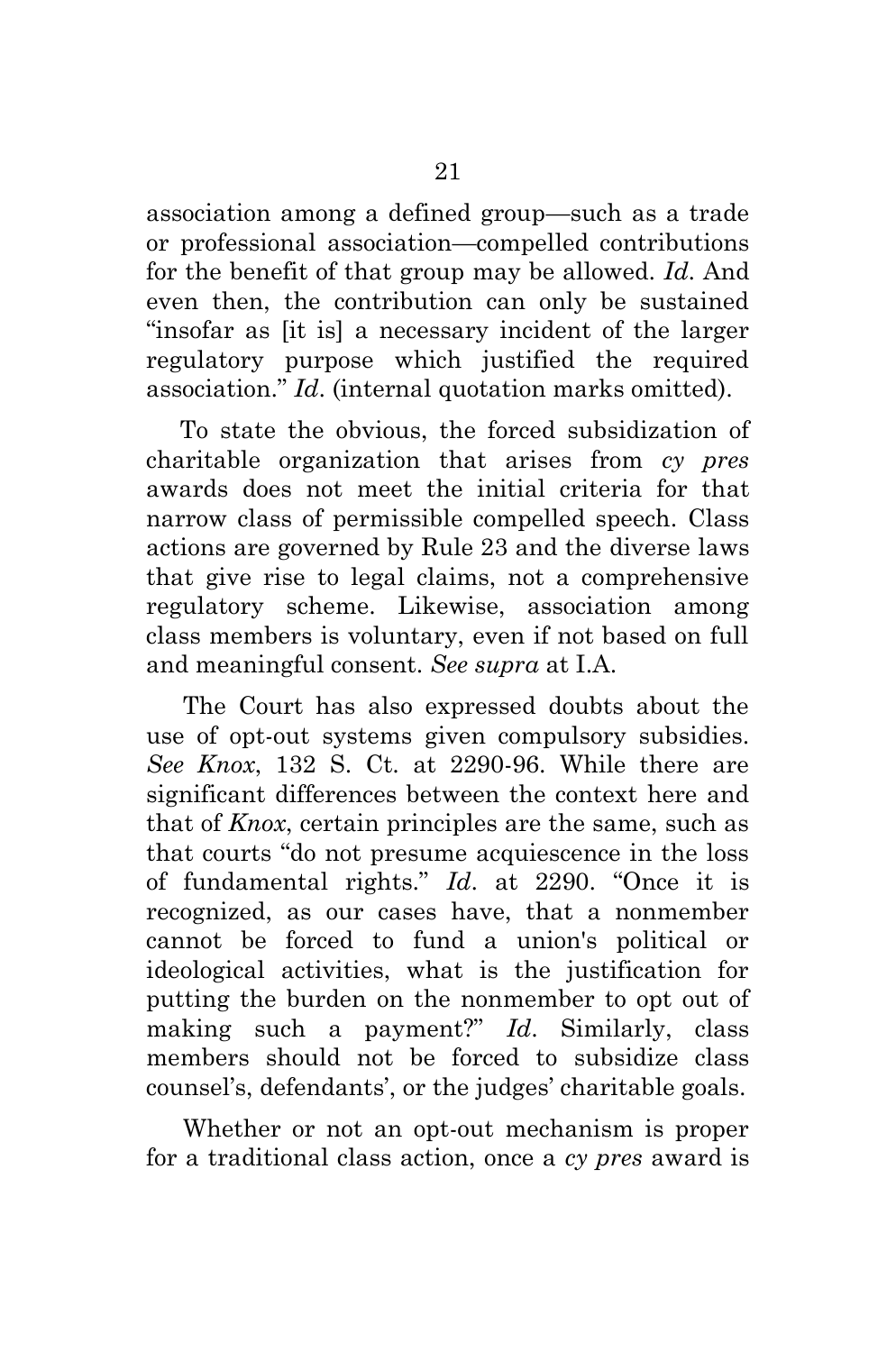association among a defined group—such as a trade or professional association—compelled contributions for the benefit of that group may be allowed. *Id*. And even then, the contribution can only be sustained "insofar as [it is] a necessary incident of the larger regulatory purpose which justified the required association." *Id*. (internal quotation marks omitted).

To state the obvious, the forced subsidization of charitable organization that arises from *cy pres* awards does not meet the initial criteria for that narrow class of permissible compelled speech. Class actions are governed by Rule 23 and the diverse laws that give rise to legal claims, not a comprehensive regulatory scheme. Likewise, association among class members is voluntary, even if not based on full and meaningful consent. *See supra* at I.A.

The Court has also expressed doubts about the use of opt-out systems given compulsory subsidies. *See Knox*, 132 S. Ct. at 2290-96. While there are significant differences between the context here and that of *Knox*, certain principles are the same, such as that courts "do not presume acquiescence in the loss of fundamental rights." *Id*. at 2290. "Once it is recognized, as our cases have, that a nonmember cannot be forced to fund a union's political or ideological activities, what is the justification for putting the burden on the nonmember to opt out of making such a payment?" *Id*. Similarly, class members should not be forced to subsidize class counsel's, defendants', or the judges' charitable goals.

Whether or not an opt-out mechanism is proper for a traditional class action, once a *cy pres* award is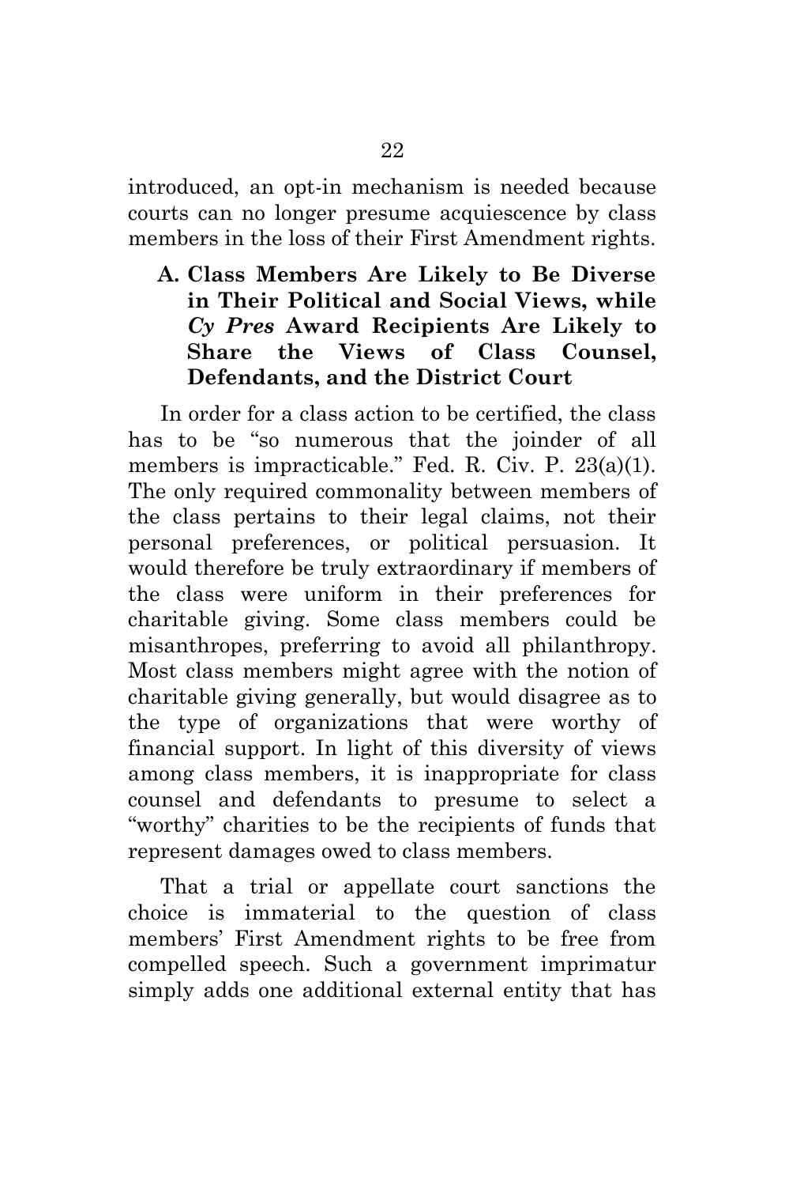introduced, an opt-in mechanism is needed because courts can no longer presume acquiescence by class members in the loss of their First Amendment rights.

### A. Class Members Are Likely to Be Diverse in Their Political and Social Views, while *Cy Pres* Award Recipients Are Likely to Share the Views of Class Counsel, Defendants, and the District Court

In order for a class action to be certified, the class has to be "so numerous that the joinder of all members is impracticable." Fed. R. Civ. P. 23(a)(1). The only required commonality between members of the class pertains to their legal claims, not their personal preferences, or political persuasion. It would therefore be truly extraordinary if members of the class were uniform in their preferences for charitable giving. Some class members could be misanthropes, preferring to avoid all philanthropy. Most class members might agree with the notion of charitable giving generally, but would disagree as to the type of organizations that were worthy of financial support. In light of this diversity of views among class members, it is inappropriate for class counsel and defendants to presume to select a "worthy" charities to be the recipients of funds that represent damages owed to class members.

That a trial or appellate court sanctions the choice is immaterial to the question of class members' First Amendment rights to be free from compelled speech. Such a government imprimatur simply adds one additional external entity that has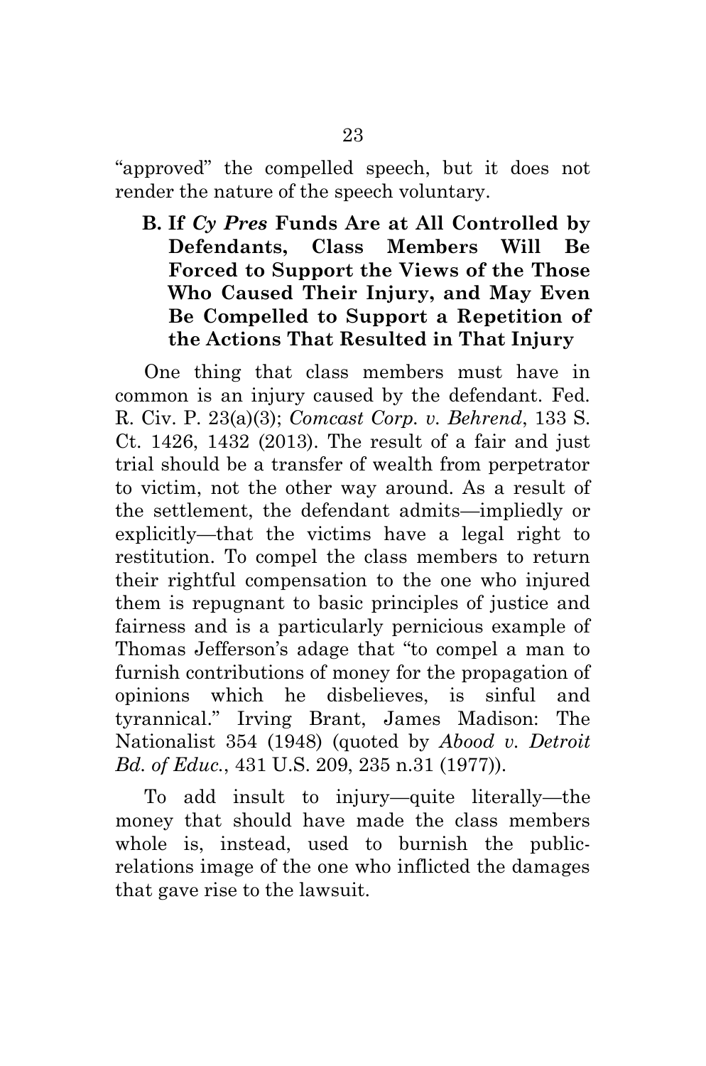"approved" the compelled speech, but it does not render the nature of the speech voluntary.

### B. If *Cy Pres* Funds Are at All Controlled by Defendants, Class Members Will Be Forced to Support the Views of the Those Who Caused Their Injury, and May Even Be Compelled to Support a Repetition of the Actions That Resulted in That Injury

One thing that class members must have in common is an injury caused by the defendant. Fed. R. Civ. P. 23(a)(3); *Comcast Corp. v. Behrend*, 133 S. Ct. 1426, 1432 (2013). The result of a fair and just trial should be a transfer of wealth from perpetrator to victim, not the other way around. As a result of the settlement, the defendant admits—impliedly or explicitly—that the victims have a legal right to restitution. To compel the class members to return their rightful compensation to the one who injured them is repugnant to basic principles of justice and fairness and is a particularly pernicious example of Thomas Jefferson's adage that "to compel a man to furnish contributions of money for the propagation of opinions which he disbelieves, is sinful and tyrannical." Irving Brant, James Madison: The Nationalist 354 (1948) (quoted by *Abood v. Detroit Bd. of Educ.*, 431 U.S. 209, 235 n.31 (1977)).

To add insult to injury—quite literally—the money that should have made the class members whole is, instead, used to burnish the public-relations image of the one who inflicted the damages that gave rise to the lawsuit.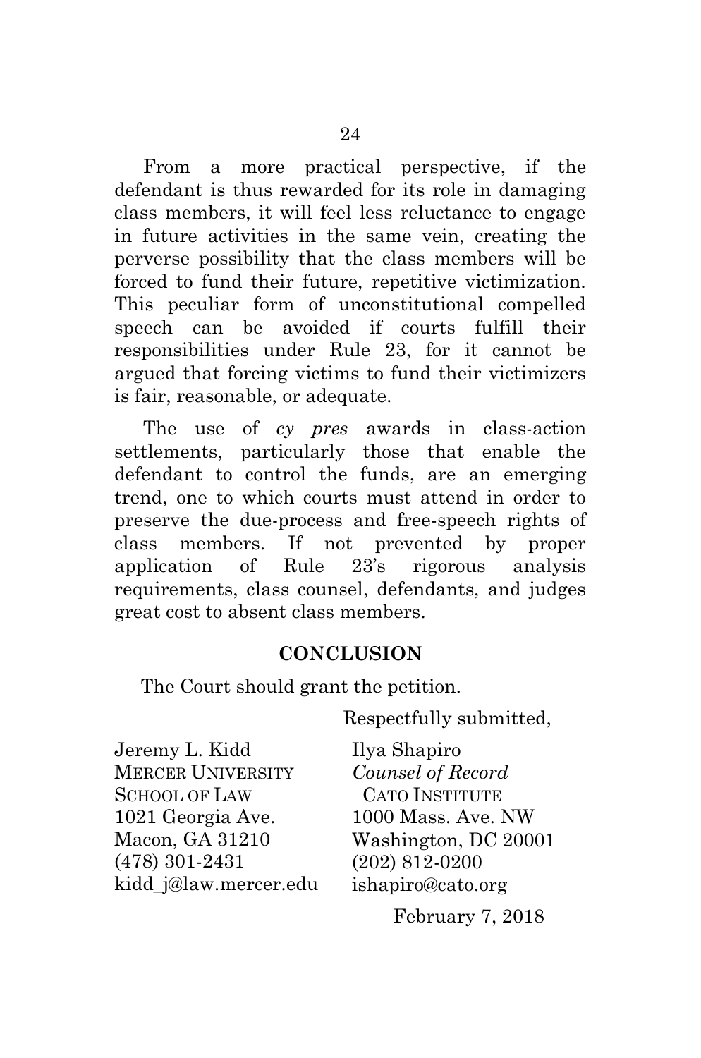From a more practical perspective, if the defendant is thus rewarded for its role in damaging class members, it will feel less reluctance to engage in future activities in the same vein, creating the perverse possibility that the class members will be forced to fund their future, repetitive victimization. This peculiar form of unconstitutional compelled speech can be avoided if courts fulfill their responsibilities under Rule 23, for it cannot be argued that forcing victims to fund their victimizers is fair, reasonable, or adequate.

The use of *cy pres* awards in class-action settlements, particularly those that enable the defendant to control the funds, are an emerging trend, one to which courts must attend in order to preserve the due-process and free-speech rights of class members. If not prevented by proper application of Rule 23's rigorous analysis requirements, class counsel, defendants, and judges great cost to absent class members.

## CONCLUSION

The Court should grant the petition.

Respectfully submitted,

Jeremy L. Kidd
MERCER UNIVERSITY SCHOOL OF LAW
1021 Georgia Ave.
Macon, GA 31210
(478) 301-2431
kidd_j@law.mercer.edu

Ilya Shapiro
*Counsel of Record*
CATO INSTITUTE
1000 Mass. Ave. NW
Washington, DC 20001
(202) 812-0200
ishapiro@cato.org

February 7, 2018